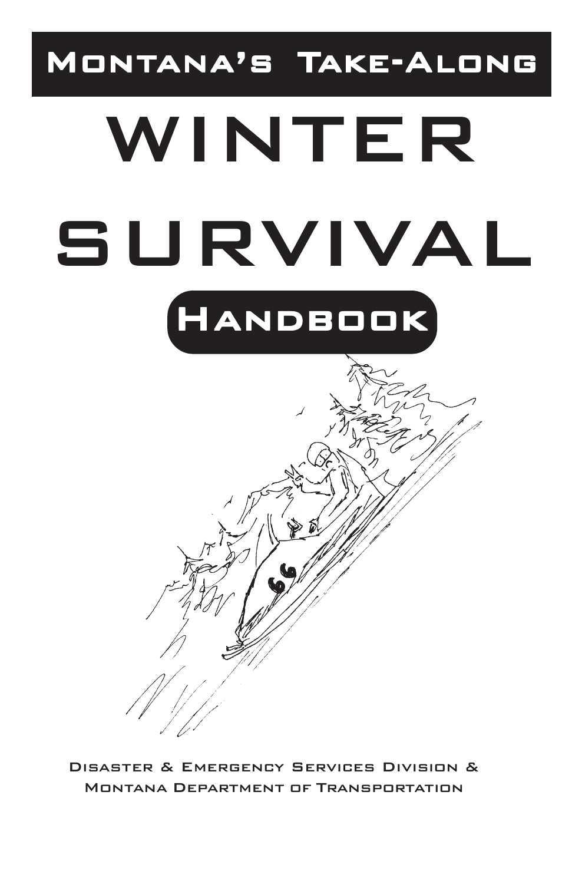# Montana's Take-Along

# WINTER SURVIVAL

## Handbook

Disaster & Emergency Services Division & Montana Department of Transportation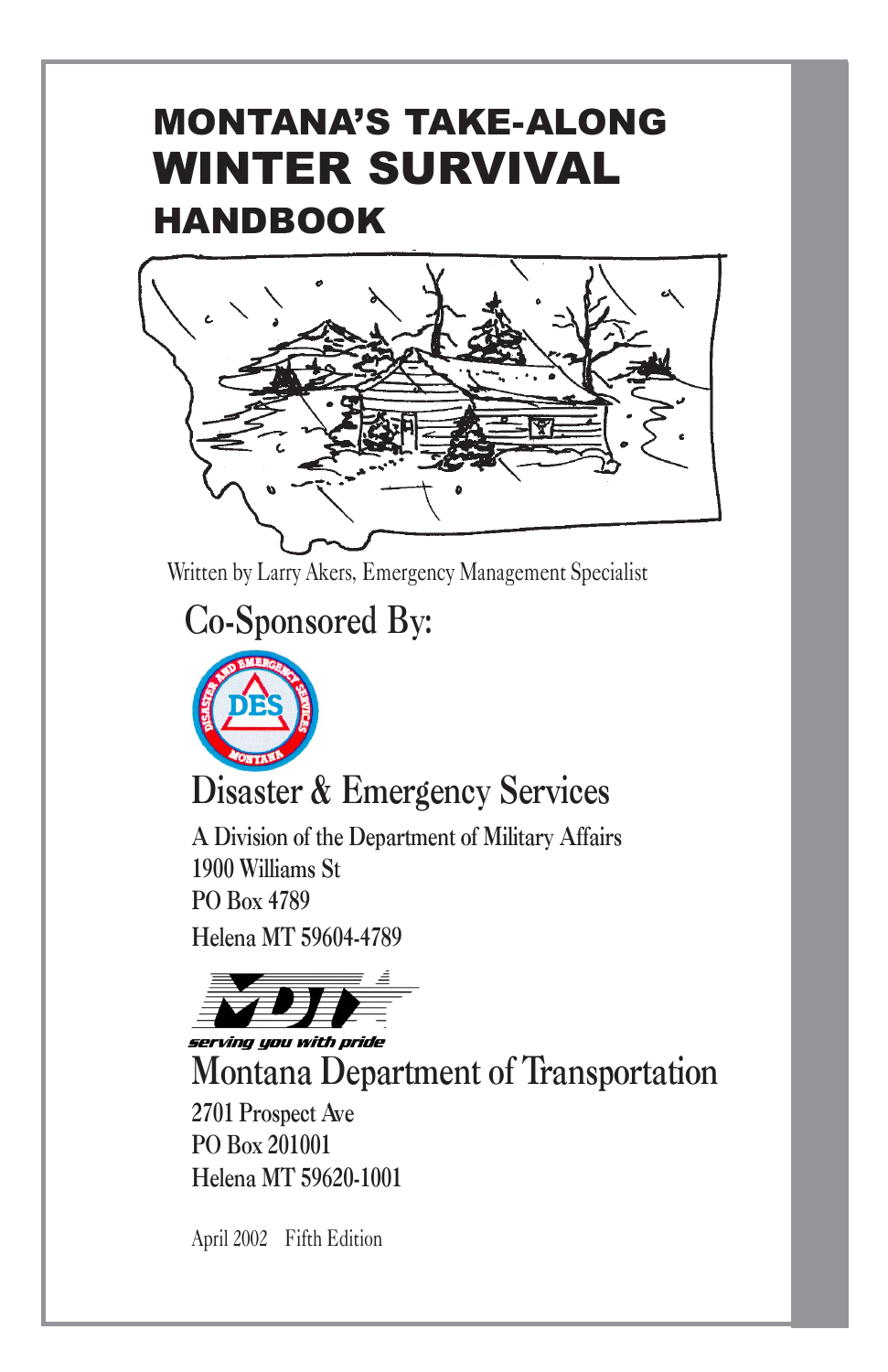# MONTANA'S TAKE-ALONG WINTER SURVIVAL HANDBOOK

Written by Larry Akers, Emergency Management Specialist

## Co-Sponsored By:

### Disaster & Emergency Services

A Division of the Department of Military Affairs
1900 Williams St
PO Box 4789
Helena MT 59604-4789

*serving you with pride*

### Montana Department of Transportation

2701 Prospect Ave
PO Box 201001
Helena MT 59620-1001

April 2002 Fifth Edition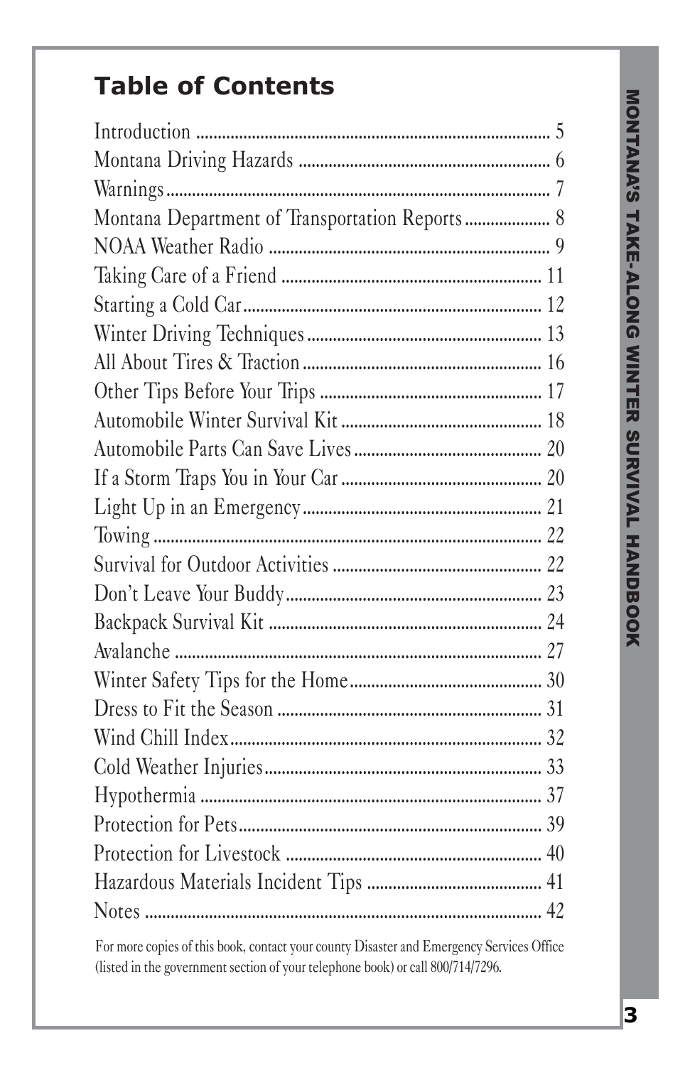## Table of Contents

| | |
|---|---|
| Introduction | 5 |
| Montana Driving Hazards | 6 |
| Warnings | 7 |
| Montana Department of Transportation Reports | 8 |
| NOAA Weather Radio | 9 |
| Taking Care of a Friend | 11 |
| Starting a Cold Car | 12 |
| Winter Driving Techniques | 13 |
| All About Tires & Traction | 16 |
| Other Tips Before Your Trips | 17 |
| Automobile Winter Survival Kit | 18 |
| Automobile Parts Can Save Lives | 20 |
| If a Storm Traps You in Your Car | 20 |
| Light Up in an Emergency | 21 |
| Towing | 22 |
| Survival for Outdoor Activities | 22 |
| Don't Leave Your Buddy | 23 |
| Backpack Survival Kit | 24 |
| Avalanche | 27 |
| Winter Safety Tips for the Home | 30 |
| Dress to Fit the Season | 31 |
| Wind Chill Index | 32 |
| Cold Weather Injuries | 33 |
| Hypothermia | 37 |
| Protection for Pets | 39 |
| Protection for Livestock | 40 |
| Hazardous Materials Incident Tips | 41 |
| Notes | 42 |

For more copies of this book, contact your county Disaster and Emergency Services Office (listed in the government section of your telephone book) or call 800/714/7296.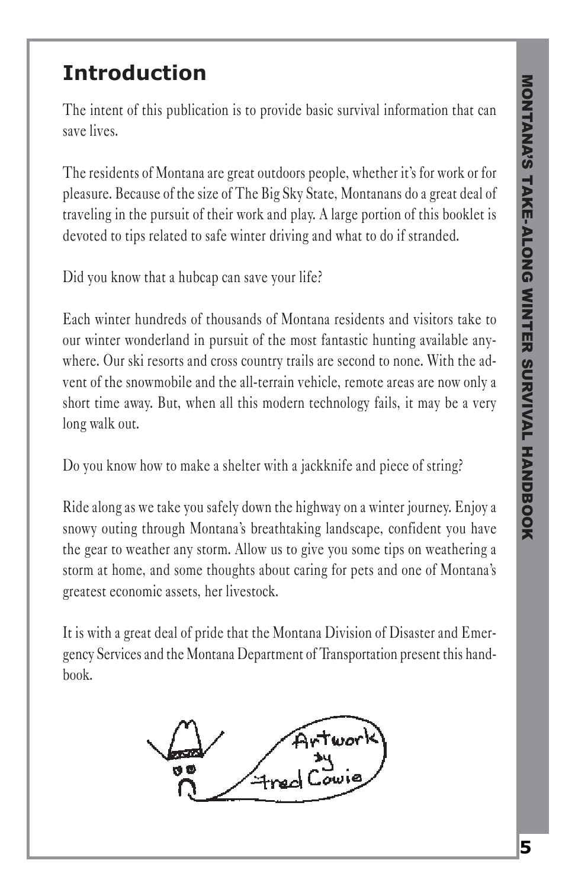## Introduction

The intent of this publication is to provide basic survival information that can save lives.

The residents of Montana are great outdoors people, whether it's for work or for pleasure. Because of the size of The Big Sky State, Montanans do a great deal of traveling in the pursuit of their work and play. A large portion of this booklet is devoted to tips related to safe winter driving and what to do if stranded.

Did you know that a hubcap can save your life?

Each winter hundreds of thousands of Montana residents and visitors take to our winter wonderland in pursuit of the most fantastic hunting available anywhere. Our ski resorts and cross country trails are second to none. With the advent of the snowmobile and the all-terrain vehicle, remote areas are now only a short time away. But, when all this modern technology fails, it may be a very long walk out.

Do you know how to make a shelter with a jackknife and piece of string?

Ride along as we take you safely down the highway on a winter journey. Enjoy a snowy outing through Montana's breathtaking landscape, confident you have the gear to weather any storm. Allow us to give you some tips on weathering a storm at home, and some thoughts about caring for pets and one of Montana's greatest economic assets, her livestock.

It is with a great deal of pride that the Montana Division of Disaster and Emergency Services and the Montana Department of Transportation present this handbook.

Artwork by Fred Cowie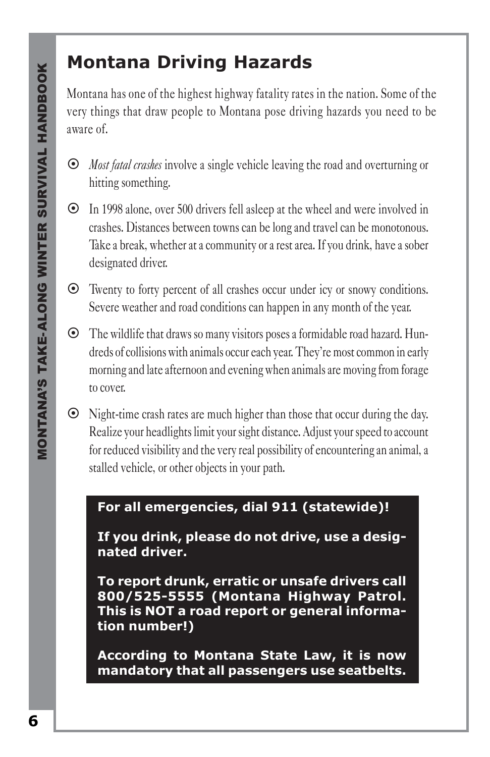# Montana Driving Hazards

Montana has one of the highest highway fatality rates in the nation. Some of the very things that draw people to Montana pose driving hazards you need to be aware of.

- *Most fatal crashes* involve a single vehicle leaving the road and overturning or hitting something.
- In 1998 alone, over 500 drivers fell asleep at the wheel and were involved in crashes. Distances between towns can be long and travel can be monotonous. Take a break, whether at a community or a rest area. If you drink, have a sober designated driver.
- Twenty to forty percent of all crashes occur under icy or snowy conditions. Severe weather and road conditions can happen in any month of the year.
- The wildlife that draws so many visitors poses a formidable road hazard. Hundreds of collisions with animals occur each year. They're most common in early morning and late afternoon and evening when animals are moving from forage to cover.
- Night-time crash rates are much higher than those that occur during the day. Realize your headlights limit your sight distance. Adjust your speed to account for reduced visibility and the very real possibility of encountering an animal, a stalled vehicle, or other objects in your path.

**For all emergencies, dial 911 (statewide)!**

**If you drink, please do not drive, use a designated driver.**

**To report drunk, erratic or unsafe drivers call 800/525-5555 (Montana Highway Patrol. This is NOT a road report or general information number!)**

**According to Montana State Law, it is now mandatory that all passengers use seatbelts.**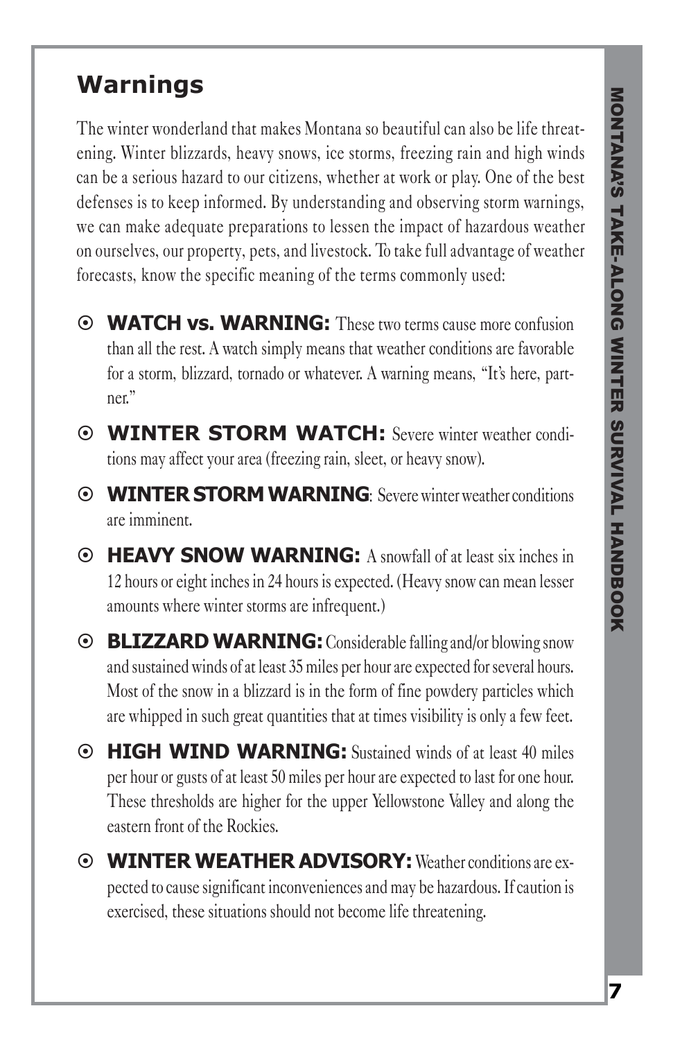## Warnings

The winter wonderland that makes Montana so beautiful can also be life threatening. Winter blizzards, heavy snows, ice storms, freezing rain and high winds can be a serious hazard to our citizens, whether at work or play. One of the best defenses is to keep informed. By understanding and observing storm warnings, we can make adequate preparations to lessen the impact of hazardous weather on ourselves, our property, pets, and livestock. To take full advantage of weather forecasts, know the specific meaning of the terms commonly used:

- **WATCH vs. WARNING:** These two terms cause more confusion than all the rest. A watch simply means that weather conditions are favorable for a storm, blizzard, tornado or whatever. A warning means, "It's here, partner."
- **WINTER STORM WATCH:** Severe winter weather conditions may affect your area (freezing rain, sleet, or heavy snow).
- **WINTER STORM WARNING**: Severe winter weather conditions are imminent.
- **HEAVY SNOW WARNING:** A snowfall of at least six inches in 12 hours or eight inches in 24 hours is expected. (Heavy snow can mean lesser amounts where winter storms are infrequent.)
- **BLIZZARD WARNING:** Considerable falling and/or blowing snow and sustained winds of at least 35 miles per hour are expected for several hours. Most of the snow in a blizzard is in the form of fine powdery particles which are whipped in such great quantities that at times visibility is only a few feet.
- **HIGH WIND WARNING:** Sustained winds of at least 40 miles per hour or gusts of at least 50 miles per hour are expected to last for one hour. These thresholds are higher for the upper Yellowstone Valley and along the eastern front of the Rockies.
- **WINTER WEATHER ADVISORY:** Weather conditions are expected to cause significant inconveniences and may be hazardous. If caution is exercised, these situations should not become life threatening.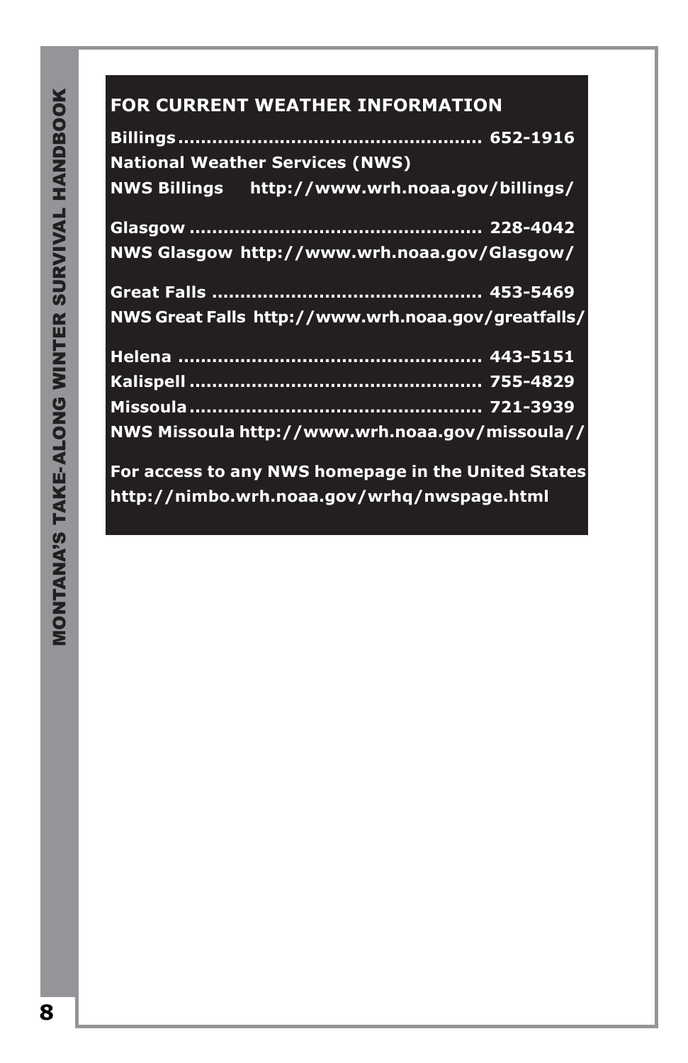## FOR CURRENT WEATHER INFORMATION

**Billings .................................................... 652-1916**

**National Weather Services (NWS)**

**NWS Billings http://www.wrh.noaa.gov/billings/**

**Glasgow .................................................. 228-4042**

**NWS Glasgow http://www.wrh.noaa.gov/Glasgow/**

**Great Falls .............................................. 453-5469**

**NWS Great Falls http://www.wrh.noaa.gov/greatfalls/**

**Helena .................................................... 443-5151**

**Kalispell .................................................. 755-4829**

**Missoula .................................................. 721-3939**

**NWS Missoula http://www.wrh.noaa.gov/missoula//**

**For access to any NWS homepage in the United States**

**http://nimbo.wrh.noaa.gov/wrhq/nwspage.html**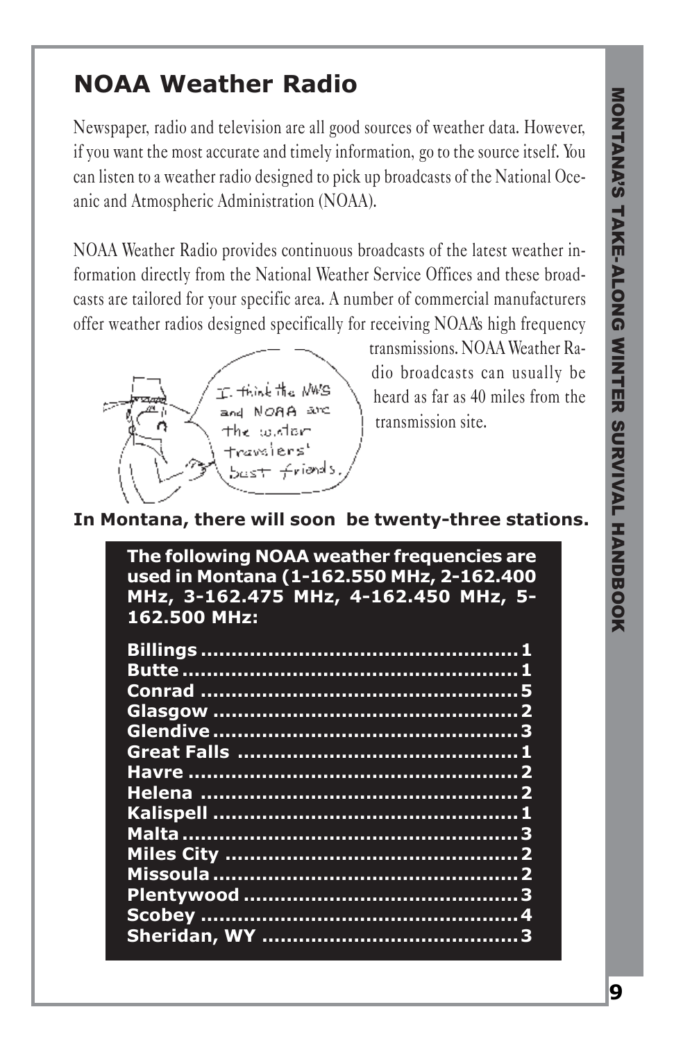## NOAA Weather Radio

Newspaper, radio and television are all good sources of weather data. However, if you want the most accurate and timely information, go to the source itself. You can listen to a weather radio designed to pick up broadcasts of the National Oceanic and Atmospheric Administration (NOAA).

NOAA Weather Radio provides continuous broadcasts of the latest weather information directly from the National Weather Service Offices and these broadcasts are tailored for your specific area. A number of commercial manufacturers offer weather radios designed specifically for receiving NOAA's high frequency transmissions. NOAA Weather Radio broadcasts can usually be heard as far as 40 miles from the transmission site.

I think the NWS and NOAA are the winter travelers' best friends.

**In Montana, there will soon be twenty-three stations.**

**The following NOAA weather frequencies are used in Montana (1-162.550 MHz, 2-162.400 MHz, 3-162.475 MHz, 4-162.450 MHz, 5-162.500 MHz:**

| Station | Frequency |
|---|---|
| Billings | 1 |
| Butte | 1 |
| Conrad | 5 |
| Glasgow | 2 |
| Glendive | 3 |
| Great Falls | 1 |
| Havre | 2 |
| Helena | 2 |
| Kalispell | 1 |
| Malta | 3 |
| Miles City | 2 |
| Missoula | 2 |
| Plentywood | 3 |
| Scobey | 4 |
| Sheridan, WY | 3 |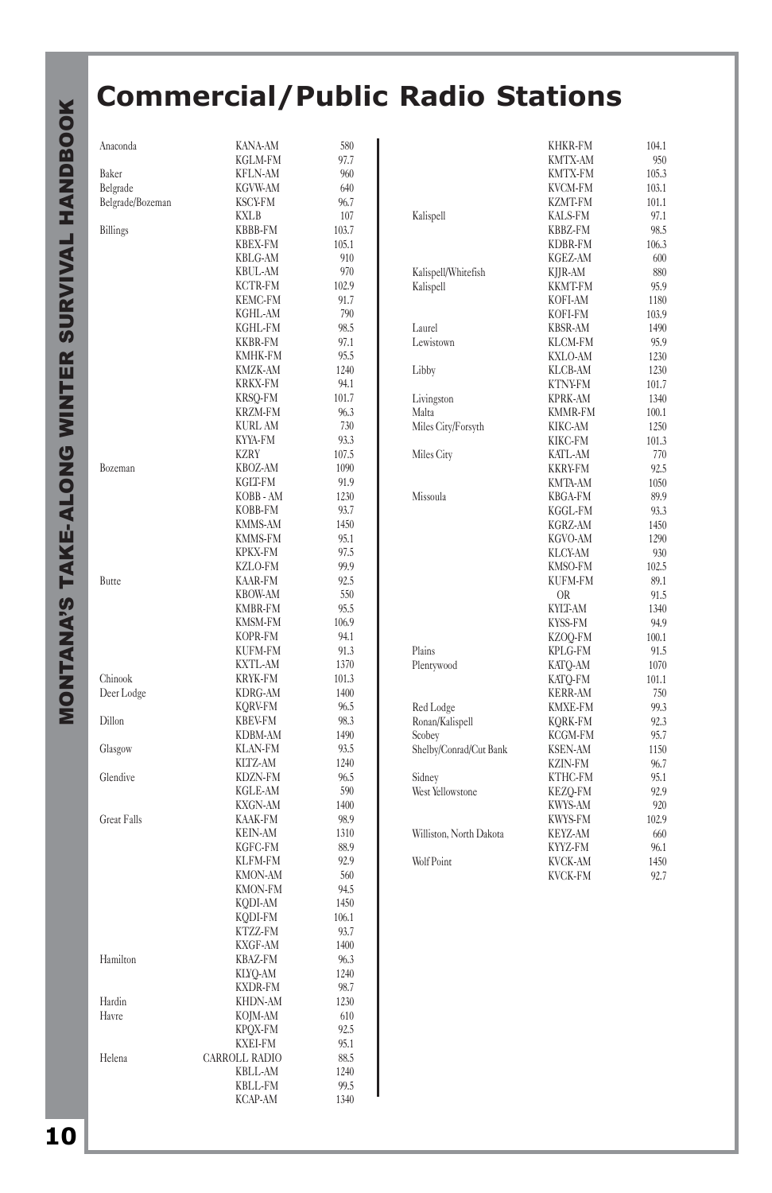# Commercial/Public Radio Stations

| City | Station | Frequency |
|---|---|---|
| Anaconda | KANA-AM | 580 |
| | KGLM-FM | 97.7 |
| Baker | KFLN-AM | 960 |
| Belgrade | KGVW-AM | 640 |
| Belgrade/Bozeman | KSCY-FM | 96.7 |
| | KXLB | 107 |
| Billings | KBBB-FM | 103.7 |
| | KBEX-FM | 105.1 |
| | KBLG-AM | 910 |
| | KBUL-AM | 970 |
| | KCTR-FM | 102.9 |
| | KEMC-FM | 91.7 |
| | KGHL-AM | 790 |
| | KGHL-FM | 98.5 |
| | KKBR-FM | 97.1 |
| | KMHK-FM | 95.5 |
| | KMZK-AM | 1240 |
| | KRKX-FM | 94.1 |
| | KRSQ-FM | 101.7 |
| | KRZM-FM | 96.3 |
| | KURL AM | 730 |
| | KYYA-FM | 93.3 |
| | KZRY | 107.5 |
| Bozeman | KBOZ-AM | 1090 |
| | KGLT-FM | 91.9 |
| | KOBB - AM | 1230 |
| | KOBB-FM | 93.7 |
| | KMMS-AM | 1450 |
| | KMMS-FM | 95.1 |
| | KPKX-FM | 97.5 |
| | KZLO-FM | 99.9 |
| Butte | KAAR-FM | 92.5 |
| | KBOW-AM | 550 |
| | KMBR-FM | 95.5 |
| | KMSM-FM | 106.9 |
| | KOPR-FM | 94.1 |
| | KUFM-FM | 91.3 |
| | KXTL-AM | 1370 |
| Chinook | KRYK-FM | 101.3 |
| Deer Lodge | KDRG-AM | 1400 |
| | KQRV-FM | 96.5 |
| Dillon | KBEV-FM | 98.3 |
| | KDBM-AM | 1490 |
| Glasgow | KLAN-FM | 93.5 |
| | KLTZ-AM | 1240 |
| Glendive | KDZN-FM | 96.5 |
| | KGLE-AM | 590 |
| | KXGN-AM | 1400 |
| Great Falls | KAAK-FM | 98.9 |
| | KEIN-AM | 1310 |
| | KGFC-FM | 88.9 |
| | KLFM-FM | 92.9 |
| | KMON-AM | 560 |
| | KMON-FM | 94.5 |
| | KQDI-AM | 1450 |
| | KQDI-FM | 106.1 |
| | KTZZ-FM | 93.7 |
| | KXGF-AM | 1400 |
| Hamilton | KBAZ-FM | 96.3 |
| | KLYQ-AM | 1240 |
| | KXDR-FM | 98.7 |
| Hardin | KHDN-AM | 1230 |
| Havre | KOJM-AM | 610 |
| | KPQX-FM | 92.5 |
| | KXEI-FM | 95.1 |
| Helena | CARROLL RADIO | 88.5 |
| | KBLL-AM | 1240 |
| | KBLL-FM | 99.5 |
| | KCAP-AM | 1340 |
| | KHKR-FM | 104.1 |
| | KMTX-AM | 950 |
| | KMTX-FM | 105.3 |
| | KVCM-FM | 103.1 |
| | KZMT-FM | 101.1 |
| Kalispell | KALS-FM | 97.1 |
| | KBBZ-FM | 98.5 |
| | KDBR-FM | 106.3 |
| | KGEZ-AM | 600 |
| Kalispell/Whitefish | KJJR-AM | 880 |
| Kalispell | KKMT-FM | 95.9 |
| | KOFI-AM | 1180 |
| | KOFI-FM | 103.9 |
| Laurel | KBSR-AM | 1490 |
| Lewistown | KLCM-FM | 95.9 |
| | KXLO-AM | 1230 |
| Libby | KLCB-AM | 1230 |
| | KTNY-FM | 101.7 |
| Livingston | KPRK-AM | 1340 |
| Malta | KMMR-FM | 100.1 |
| Miles City/Forsyth | KIKC-AM | 1250 |
| | KIKC-FM | 101.3 |
| Miles City | KATL-AM | 770 |
| | KKRY-FM | 92.5 |
| | KMTA-AM | 1050 |
| Missoula | KBGA-FM | 89.9 |
| | KGGL-FM | 93.3 |
| | KGRZ-AM | 1450 |
| | KGVO-AM | 1290 |
| | KLCY-AM | 930 |
| | KMSO-FM | 102.5 |
| | KUFM-FM | 89.1 |
| | OR | 91.5 |
| | KYLT-AM | 1340 |
| | KYSS-FM | 94.9 |
| | KZOQ-FM | 100.1 |
| Plains | KPLG-FM | 91.5 |
| Plentywood | KATQ-AM | 1070 |
| | KATQ-FM | 101.1 |
| | KERR-AM | 750 |
| Red Lodge | KMXE-FM | 99.3 |
| Ronan/Kalispell | KQRK-FM | 92.3 |
| Scobey | KCGM-FM | 95.7 |
| Shelby/Conrad/Cut Bank | KSEN-AM | 1150 |
| | KZIN-FM | 96.7 |
| Sidney | KTHC-FM | 95.1 |
| West Yellowstone | KEZQ-FM | 92.9 |
| | KWYS-AM | 920 |
| | KWYS-FM | 102.9 |
| Williston, North Dakota | KEYZ-AM | 660 |
| | KYYZ-FM | 96.1 |
| Wolf Point | KVCK-AM | 1450 |
| | KVCK-FM | 92.7 |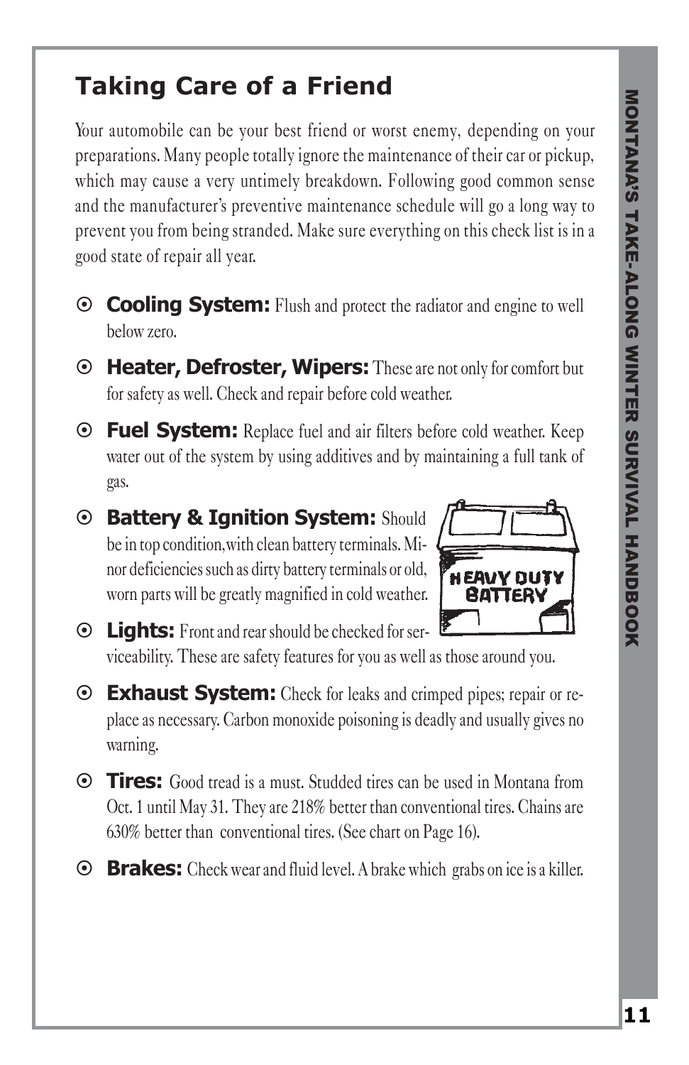## Taking Care of a Friend

Your automobile can be your best friend or worst enemy, depending on your preparations. Many people totally ignore the maintenance of their car or pickup, which may cause a very untimely breakdown. Following good common sense and the manufacturer's preventive maintenance schedule will go a long way to prevent you from being stranded. Make sure everything on this check list is in a good state of repair all year.

- **Cooling System:** Flush and protect the radiator and engine to well below zero.
- **Heater, Defroster, Wipers:** These are not only for comfort but for safety as well. Check and repair before cold weather.
- **Fuel System:** Replace fuel and air filters before cold weather. Keep water out of the system by using additives and by maintaining a full tank of gas.
- **Battery & Ignition System:** Should be in top condition, with clean battery terminals. Minor deficiencies such as dirty battery terminals or old, worn parts will be greatly magnified in cold weather.
- **Lights:** Front and rear should be checked for serviceability. These are safety features for you as well as those around you.
- **Exhaust System:** Check for leaks and crimped pipes; repair or replace as necessary. Carbon monoxide poisoning is deadly and usually gives no warning.
- **Tires:** Good tread is a must. Studded tires can be used in Montana from Oct. 1 until May 31. They are 218% better than conventional tires. Chains are 630% better than conventional tires. (See chart on Page 16).
- **Brakes:** Check wear and fluid level. A brake which grabs on ice is a killer.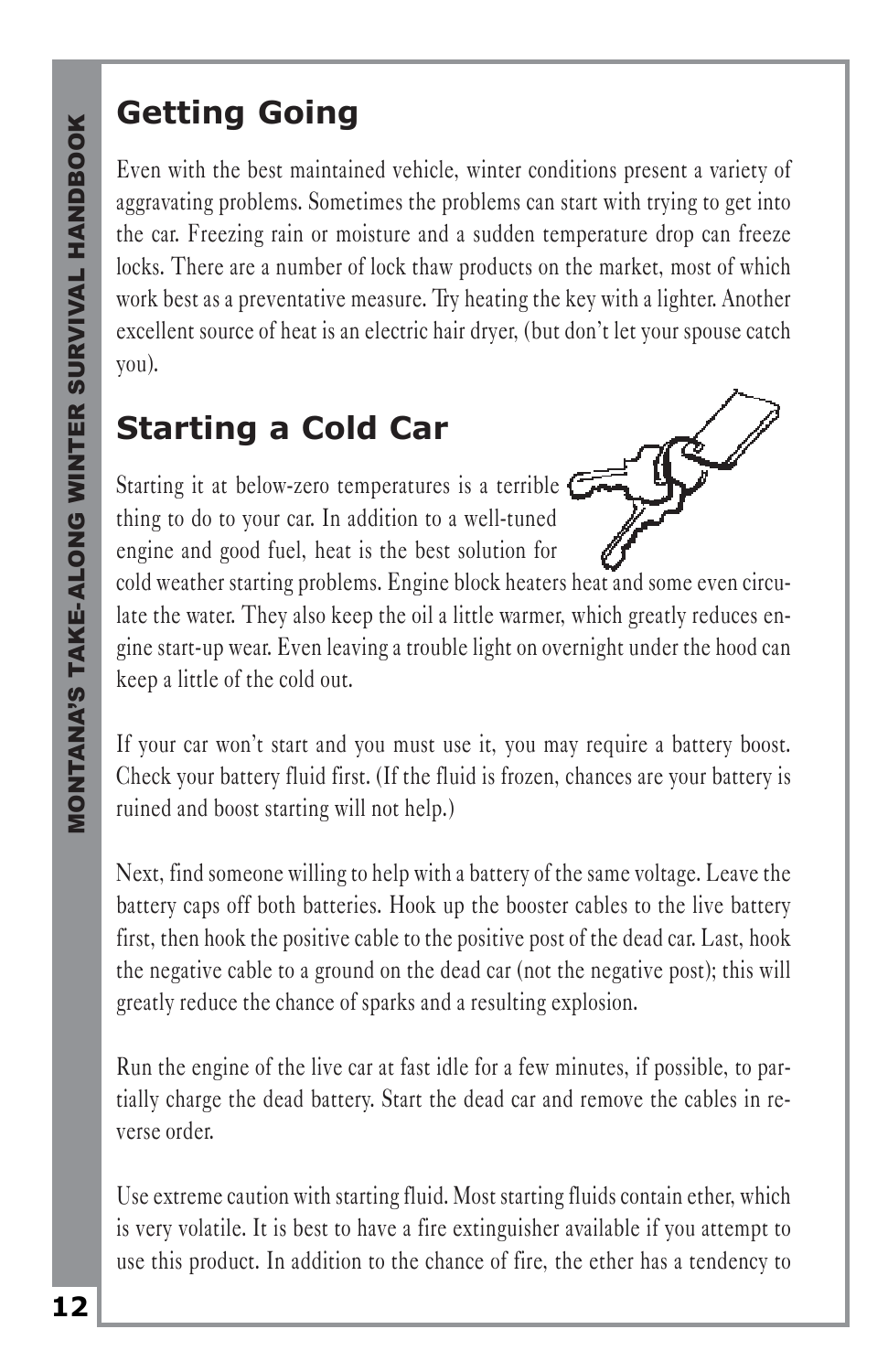## Getting Going

Even with the best maintained vehicle, winter conditions present a variety of aggravating problems. Sometimes the problems can start with trying to get into the car. Freezing rain or moisture and a sudden temperature drop can freeze locks. There are a number of lock thaw products on the market, most of which work best as a preventative measure. Try heating the key with a lighter. Another excellent source of heat is an electric hair dryer, (but don't let your spouse catch you).

## Starting a Cold Car

Starting it at below-zero temperatures is a terrible thing to do to your car. In addition to a well-tuned engine and good fuel, heat is the best solution for cold weather starting problems. Engine block heaters heat and some even circulate the water. They also keep the oil a little warmer, which greatly reduces engine start-up wear. Even leaving a trouble light on overnight under the hood can keep a little of the cold out.

If your car won't start and you must use it, you may require a battery boost. Check your battery fluid first. (If the fluid is frozen, chances are your battery is ruined and boost starting will not help.)

Next, find someone willing to help with a battery of the same voltage. Leave the battery caps off both batteries. Hook up the booster cables to the live battery first, then hook the positive cable to the positive post of the dead car. Last, hook the negative cable to a ground on the dead car (not the negative post); this will greatly reduce the chance of sparks and a resulting explosion.

Run the engine of the live car at fast idle for a few minutes, if possible, to partially charge the dead battery. Start the dead car and remove the cables in reverse order.

Use extreme caution with starting fluid. Most starting fluids contain ether, which is very volatile. It is best to have a fire extinguisher available if you attempt to use this product. In addition to the chance of fire, the ether has a tendency to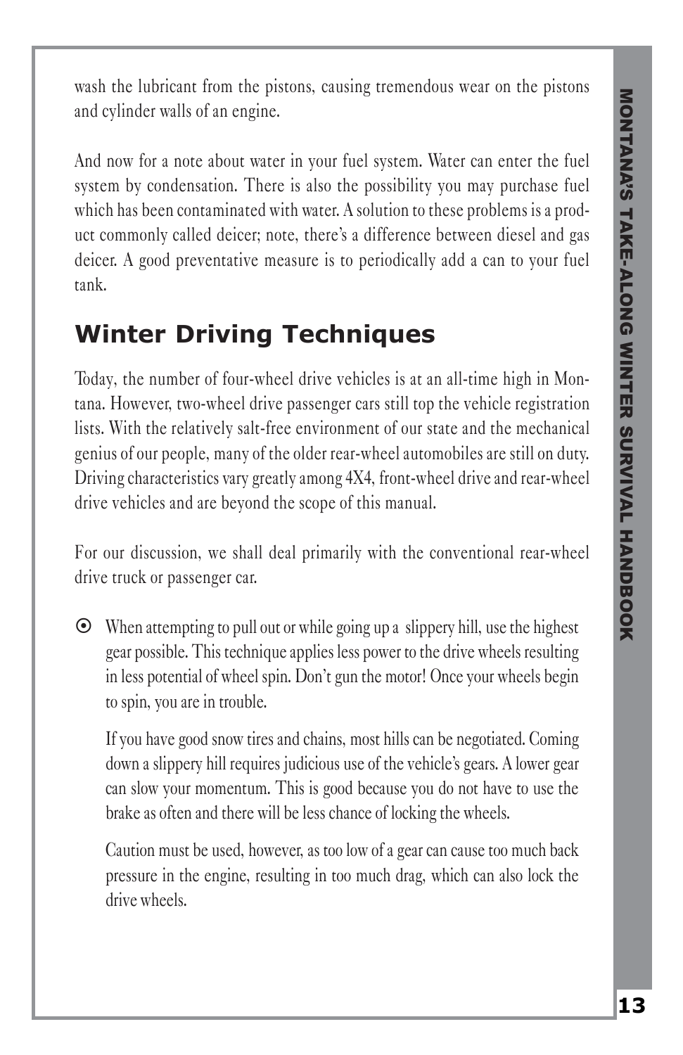wash the lubricant from the pistons, causing tremendous wear on the pistons and cylinder walls of an engine.

And now for a note about water in your fuel system. Water can enter the fuel system by condensation. There is also the possibility you may purchase fuel which has been contaminated with water. A solution to these problems is a product commonly called deicer; note, there's a difference between diesel and gas deicer. A good preventative measure is to periodically add a can to your fuel tank.

## Winter Driving Techniques

Today, the number of four-wheel drive vehicles is at an all-time high in Montana. However, two-wheel drive passenger cars still top the vehicle registration lists. With the relatively salt-free environment of our state and the mechanical genius of our people, many of the older rear-wheel automobiles are still on duty. Driving characteristics vary greatly among 4X4, front-wheel drive and rear-wheel drive vehicles and are beyond the scope of this manual.

For our discussion, we shall deal primarily with the conventional rear-wheel drive truck or passenger car.

- When attempting to pull out or while going up a slippery hill, use the highest gear possible. This technique applies less power to the drive wheels resulting in less potential of wheel spin. Don't gun the motor! Once your wheels begin to spin, you are in trouble.

  If you have good snow tires and chains, most hills can be negotiated. Coming down a slippery hill requires judicious use of the vehicle's gears. A lower gear can slow your momentum. This is good because you do not have to use the brake as often and there will be less chance of locking the wheels.

  Caution must be used, however, as too low of a gear can cause too much back pressure in the engine, resulting in too much drag, which can also lock the drive wheels.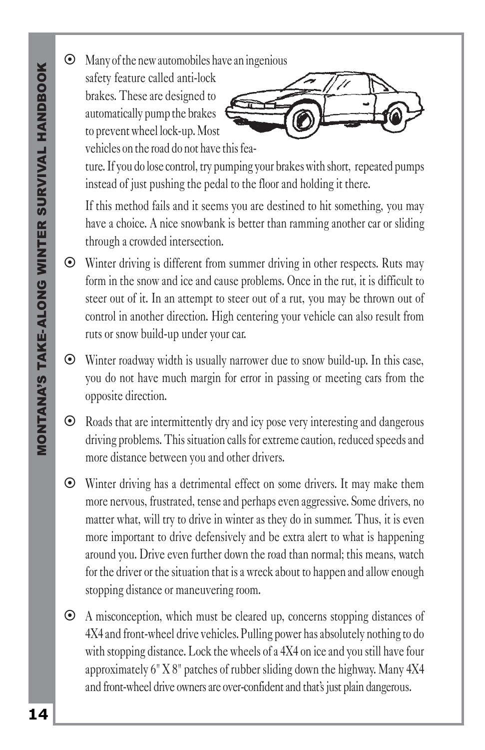- Many of the new automobiles have an ingenious safety feature called anti-lock brakes. These are designed to automatically pump the brakes to prevent wheel lock-up. Most vehicles on the road do not have this feature. If you do lose control, try pumping your brakes with short, repeated pumps instead of just pushing the pedal to the floor and holding it there.

  If this method fails and it seems you are destined to hit something, you may have a choice. A nice snowbank is better than ramming another car or sliding through a crowded intersection.

- Winter driving is different from summer driving in other respects. Ruts may form in the snow and ice and cause problems. Once in the rut, it is difficult to steer out of it. In an attempt to steer out of a rut, you may be thrown out of control in another direction. High centering your vehicle can also result from ruts or snow build-up under your car.

- Winter roadway width is usually narrower due to snow build-up. In this case, you do not have much margin for error in passing or meeting cars from the opposite direction.

- Roads that are intermittently dry and icy pose very interesting and dangerous driving problems. This situation calls for extreme caution, reduced speeds and more distance between you and other drivers.

- Winter driving has a detrimental effect on some drivers. It may make them more nervous, frustrated, tense and perhaps even aggressive. Some drivers, no matter what, will try to drive in winter as they do in summer. Thus, it is even more important to drive defensively and be extra alert to what is happening around you. Drive even further down the road than normal; this means, watch for the driver or the situation that is a wreck about to happen and allow enough stopping distance or maneuvering room.

- A misconception, which must be cleared up, concerns stopping distances of 4X4 and front-wheel drive vehicles. Pulling power has absolutely nothing to do with stopping distance. Lock the wheels of a 4X4 on ice and you still have four approximately 6" X 8" patches of rubber sliding down the highway. Many 4X4 and front-wheel drive owners are over-confident and that's just plain dangerous.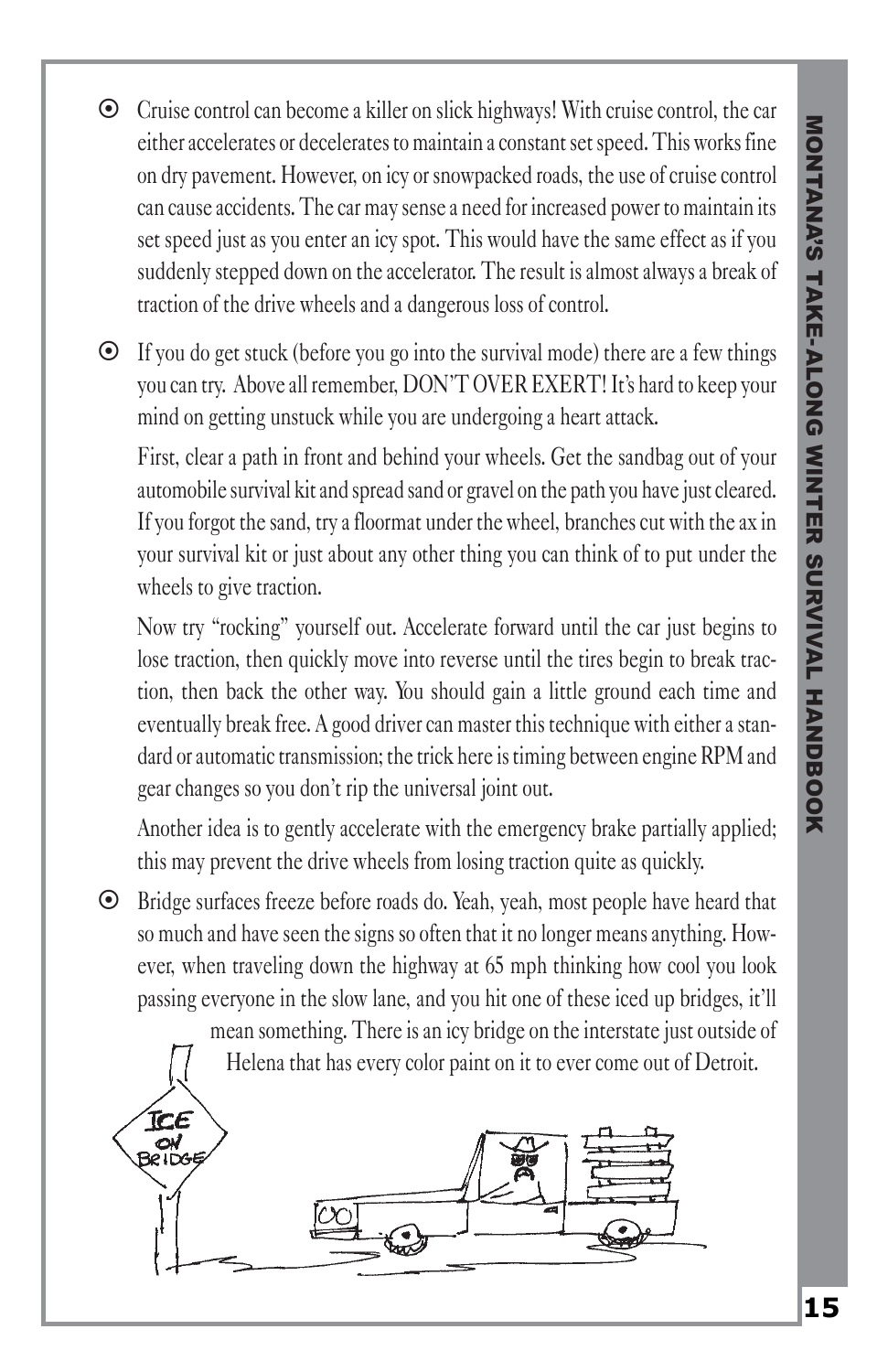- Cruise control can become a killer on slick highways! With cruise control, the car either accelerates or decelerates to maintain a constant set speed. This works fine on dry pavement. However, on icy or snowpacked roads, the use of cruise control can cause accidents. The car may sense a need for increased power to maintain its set speed just as you enter an icy spot. This would have the same effect as if you suddenly stepped down on the accelerator. The result is almost always a break of traction of the drive wheels and a dangerous loss of control.

- If you do get stuck (before you go into the survival mode) there are a few things you can try. Above all remember, DON'T OVER EXERT! It's hard to keep your mind on getting unstuck while you are undergoing a heart attack.

  First, clear a path in front and behind your wheels. Get the sandbag out of your automobile survival kit and spread sand or gravel on the path you have just cleared. If you forgot the sand, try a floormat under the wheel, branches cut with the ax in your survival kit or just about any other thing you can think of to put under the wheels to give traction.

  Now try "rocking" yourself out. Accelerate forward until the car just begins to lose traction, then quickly move into reverse until the tires begin to break traction, then back the other way. You should gain a little ground each time and eventually break free. A good driver can master this technique with either a standard or automatic transmission; the trick here is timing between engine RPM and gear changes so you don't rip the universal joint out.

  Another idea is to gently accelerate with the emergency brake partially applied; this may prevent the drive wheels from losing traction quite as quickly.

- Bridge surfaces freeze before roads do. Yeah, yeah, most people have heard that so much and have seen the signs so often that it no longer means anything. However, when traveling down the highway at 65 mph thinking how cool you look passing everyone in the slow lane, and you hit one of these iced up bridges, it'll mean something. There is an icy bridge on the interstate just outside of Helena that has every color paint on it to ever come out of Detroit.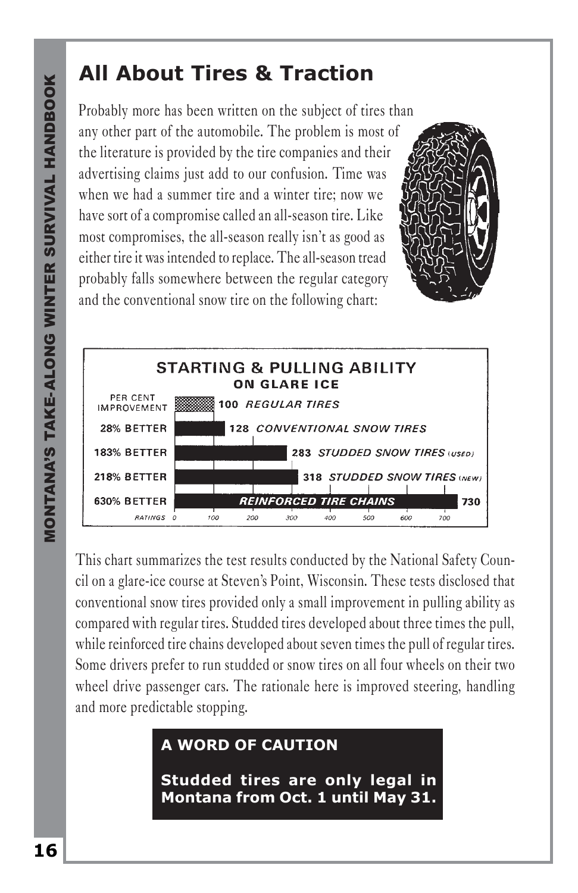# All About Tires & Traction

Probably more has been written on the subject of tires than any other part of the automobile. The problem is most of the literature is provided by the tire companies and their advertising claims just add to our confusion. Time was when we had a summer tire and a winter tire; now we have sort of a compromise called an all-season tire. Like most compromises, the all-season really isn't as good as either tire it was intended to replace. The all-season tread probably falls somewhere between the regular category and the conventional snow tire on the following chart:

**STARTING & PULLING ABILITY ON GLARE ICE**

| PER CENT IMPROVEMENT | Rating | Tire Type |
|---|---|---|
| | 100 | *REGULAR TIRES* |
| 28% BETTER | 128 | *CONVENTIONAL SNOW TIRES* |
| 183% BETTER | 283 | *STUDDED SNOW TIRES (USED)* |
| 218% BETTER | 318 | *STUDDED SNOW TIRES (NEW)* |
| 630% BETTER | 730 | *REINFORCED TIRE CHAINS* |

This chart summarizes the test results conducted by the National Safety Council on a glare-ice course at Steven's Point, Wisconsin. These tests disclosed that conventional snow tires provided only a small improvement in pulling ability as compared with regular tires. Studded tires developed about three times the pull, while reinforced tire chains developed about seven times the pull of regular tires. Some drivers prefer to run studded or snow tires on all four wheels on their two wheel drive passenger cars. The rationale here is improved steering, handling and more predictable stopping.

**A WORD OF CAUTION**

**Studded tires are only legal in Montana from Oct. 1 until May 31.**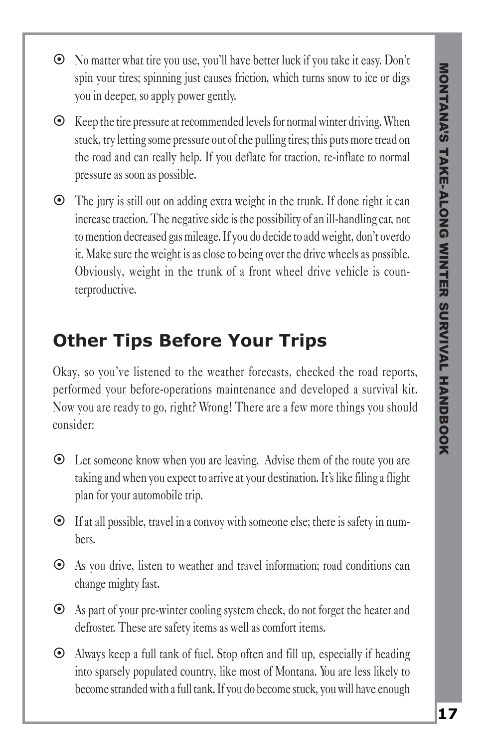- No matter what tire you use, you'll have better luck if you take it easy. Don't spin your tires; spinning just causes friction, which turns snow to ice or digs you in deeper, so apply power gently.

- Keep the tire pressure at recommended levels for normal winter driving. When stuck, try letting some pressure out of the pulling tires; this puts more tread on the road and can really help. If you deflate for traction, re-inflate to normal pressure as soon as possible.

- The jury is still out on adding extra weight in the trunk. If done right it can increase traction. The negative side is the possibility of an ill-handling car, not to mention decreased gas mileage. If you do decide to add weight, don't overdo it. Make sure the weight is as close to being over the drive wheels as possible. Obviously, weight in the trunk of a front wheel drive vehicle is counterproductive.

## Other Tips Before Your Trips

Okay, so you've listened to the weather forecasts, checked the road reports, performed your before-operations maintenance and developed a survival kit. Now you are ready to go, right? Wrong! There are a few more things you should consider:

- Let someone know when you are leaving. Advise them of the route you are taking and when you expect to arrive at your destination. It's like filing a flight plan for your automobile trip.

- If at all possible, travel in a convoy with someone else; there is safety in numbers.

- As you drive, listen to weather and travel information; road conditions can change mighty fast.

- As part of your pre-winter cooling system check, do not forget the heater and defroster. These are safety items as well as comfort items.

- Always keep a full tank of fuel. Stop often and fill up, especially if heading into sparsely populated country, like most of Montana. You are less likely to become stranded with a full tank. If you do become stuck, you will have enough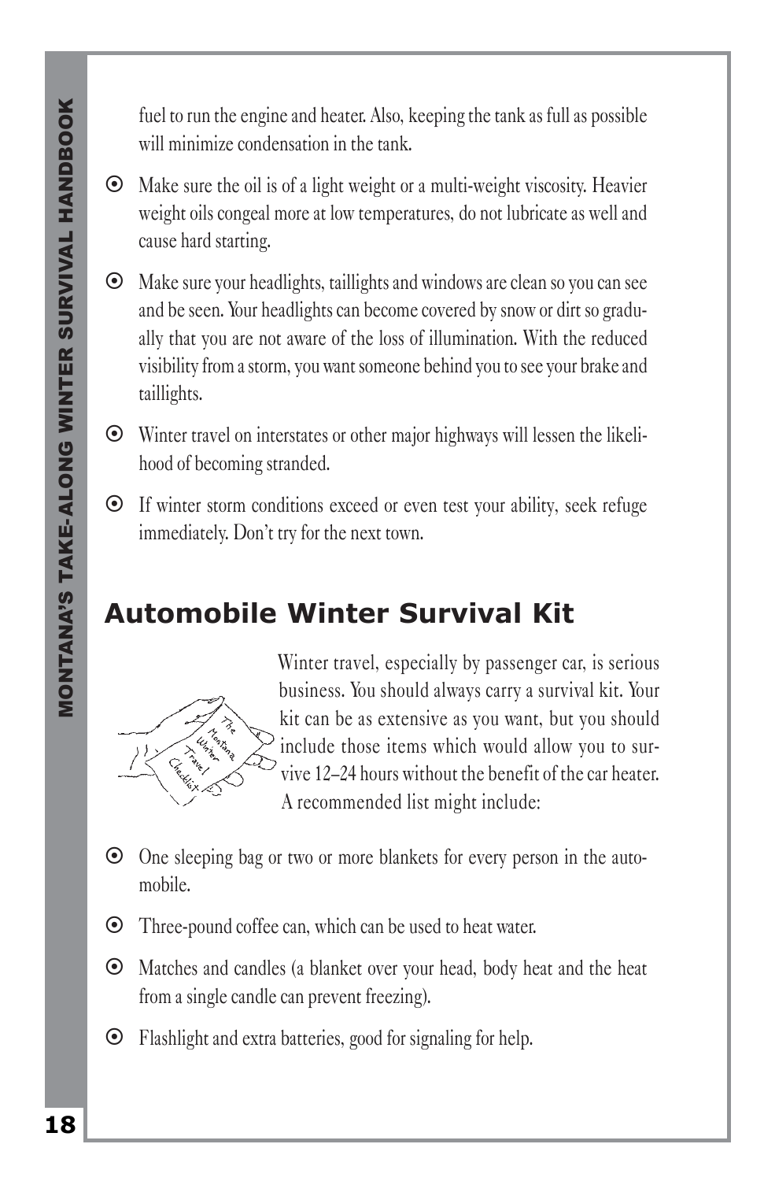fuel to run the engine and heater. Also, keeping the tank as full as possible will minimize condensation in the tank.

- Make sure the oil is of a light weight or a multi-weight viscosity. Heavier weight oils congeal more at low temperatures, do not lubricate as well and cause hard starting.

- Make sure your headlights, taillights and windows are clean so you can see and be seen. Your headlights can become covered by snow or dirt so gradually that you are not aware of the loss of illumination. With the reduced visibility from a storm, you want someone behind you to see your brake and taillights.

- Winter travel on interstates or other major highways will lessen the likelihood of becoming stranded.

- If winter storm conditions exceed or even test your ability, seek refuge immediately. Don't try for the next town.

## Automobile Winter Survival Kit

Winter travel, especially by passenger car, is serious business. You should always carry a survival kit. Your kit can be as extensive as you want, but you should include those items which would allow you to survive 12–24 hours without the benefit of the car heater. A recommended list might include:

- One sleeping bag or two or more blankets for every person in the automobile.

- Three-pound coffee can, which can be used to heat water.

- Matches and candles (a blanket over your head, body heat and the heat from a single candle can prevent freezing).

- Flashlight and extra batteries, good for signaling for help.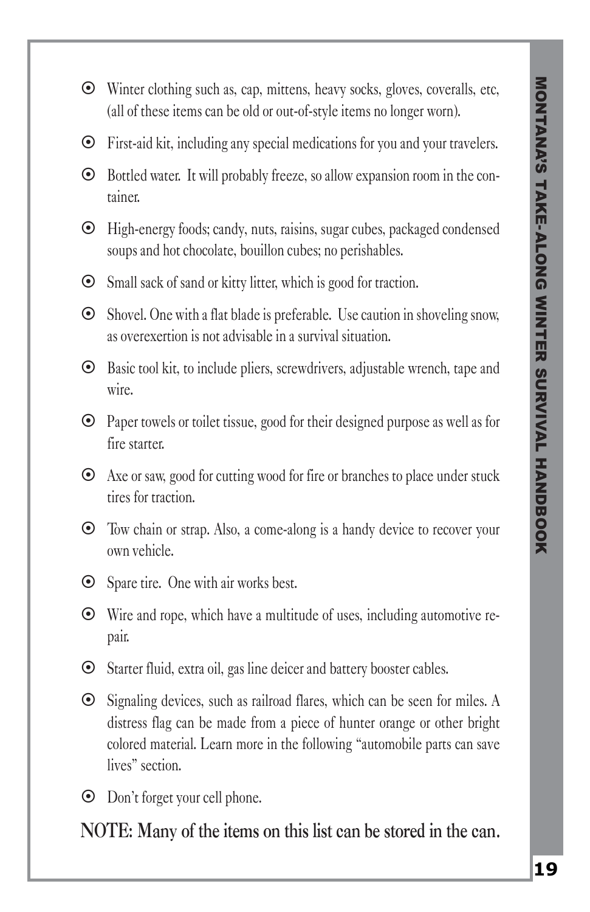- Winter clothing such as, cap, mittens, heavy socks, gloves, coveralls, etc, (all of these items can be old or out-of-style items no longer worn).
- First-aid kit, including any special medications for you and your travelers.
- Bottled water. It will probably freeze, so allow expansion room in the container.
- High-energy foods; candy, nuts, raisins, sugar cubes, packaged condensed soups and hot chocolate, bouillon cubes; no perishables.
- Small sack of sand or kitty litter, which is good for traction.
- Shovel. One with a flat blade is preferable. Use caution in shoveling snow, as overexertion is not advisable in a survival situation.
- Basic tool kit, to include pliers, screwdrivers, adjustable wrench, tape and wire.
- Paper towels or toilet tissue, good for their designed purpose as well as for fire starter.
- Axe or saw, good for cutting wood for fire or branches to place under stuck tires for traction.
- Tow chain or strap. Also, a come-along is a handy device to recover your own vehicle.
- Spare tire. One with air works best.
- Wire and rope, which have a multitude of uses, including automotive repair.
- Starter fluid, extra oil, gas line deicer and battery booster cables.
- Signaling devices, such as railroad flares, which can be seen for miles. A distress flag can be made from a piece of hunter orange or other bright colored material. Learn more in the following "automobile parts can save lives" section.
- Don't forget your cell phone.

**NOTE: Many of the items on this list can be stored in the can.**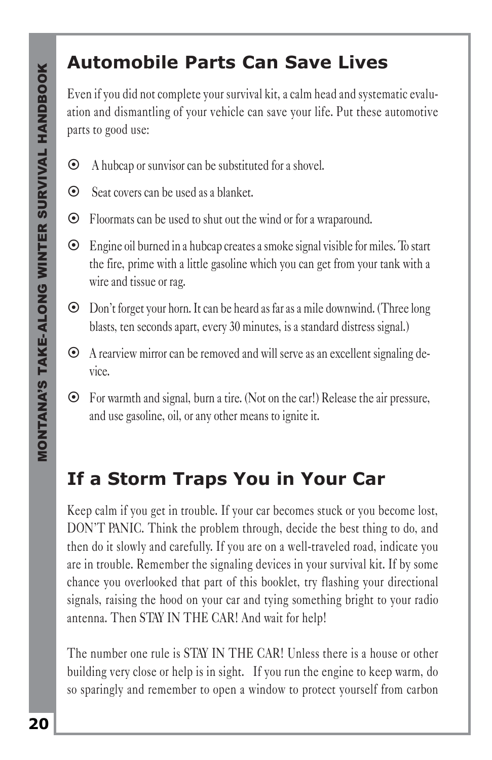## Automobile Parts Can Save Lives

Even if you did not complete your survival kit, a calm head and systematic evaluation and dismantling of your vehicle can save your life. Put these automotive parts to good use:

- A hubcap or sunvisor can be substituted for a shovel.
- Seat covers can be used as a blanket.
- Floormats can be used to shut out the wind or for a wraparound.
- Engine oil burned in a hubcap creates a smoke signal visible for miles. To start the fire, prime with a little gasoline which you can get from your tank with a wire and tissue or rag.
- Don't forget your horn. It can be heard as far as a mile downwind. (Three long blasts, ten seconds apart, every 30 minutes, is a standard distress signal.)
- A rearview mirror can be removed and will serve as an excellent signaling device.
- For warmth and signal, burn a tire. (Not on the car!) Release the air pressure, and use gasoline, oil, or any other means to ignite it.

## If a Storm Traps You in Your Car

Keep calm if you get in trouble. If your car becomes stuck or you become lost, DON'T PANIC. Think the problem through, decide the best thing to do, and then do it slowly and carefully. If you are on a well-traveled road, indicate you are in trouble. Remember the signaling devices in your survival kit. If by some chance you overlooked that part of this booklet, try flashing your directional signals, raising the hood on your car and tying something bright to your radio antenna. Then STAY IN THE CAR! And wait for help!

The number one rule is STAY IN THE CAR! Unless there is a house or other building very close or help is in sight. If you run the engine to keep warm, do so sparingly and remember to open a window to protect yourself from carbon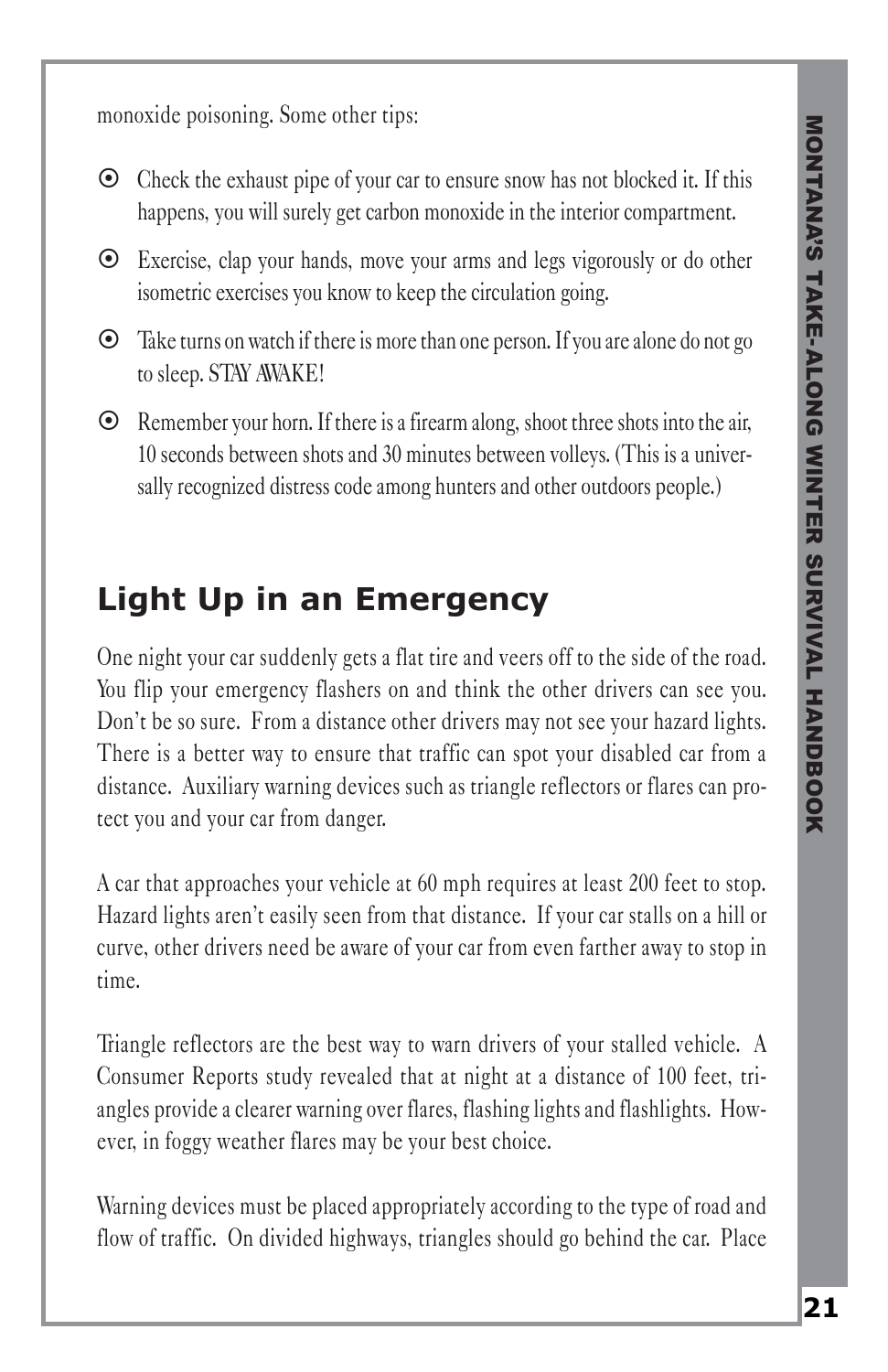monoxide poisoning. Some other tips:

- Check the exhaust pipe of your car to ensure snow has not blocked it. If this happens, you will surely get carbon monoxide in the interior compartment.
- Exercise, clap your hands, move your arms and legs vigorously or do other isometric exercises you know to keep the circulation going.
- Take turns on watch if there is more than one person. If you are alone do not go to sleep. STAY AWAKE!
- Remember your horn. If there is a firearm along, shoot three shots into the air, 10 seconds between shots and 30 minutes between volleys. (This is a universally recognized distress code among hunters and other outdoors people.)

## Light Up in an Emergency

One night your car suddenly gets a flat tire and veers off to the side of the road. You flip your emergency flashers on and think the other drivers can see you. Don't be so sure. From a distance other drivers may not see your hazard lights. There is a better way to ensure that traffic can spot your disabled car from a distance. Auxiliary warning devices such as triangle reflectors or flares can protect you and your car from danger.

A car that approaches your vehicle at 60 mph requires at least 200 feet to stop. Hazard lights aren't easily seen from that distance. If your car stalls on a hill or curve, other drivers need be aware of your car from even farther away to stop in time.

Triangle reflectors are the best way to warn drivers of your stalled vehicle. A Consumer Reports study revealed that at night at a distance of 100 feet, triangles provide a clearer warning over flares, flashing lights and flashlights. However, in foggy weather flares may be your best choice.

Warning devices must be placed appropriately according to the type of road and flow of traffic. On divided highways, triangles should go behind the car. Place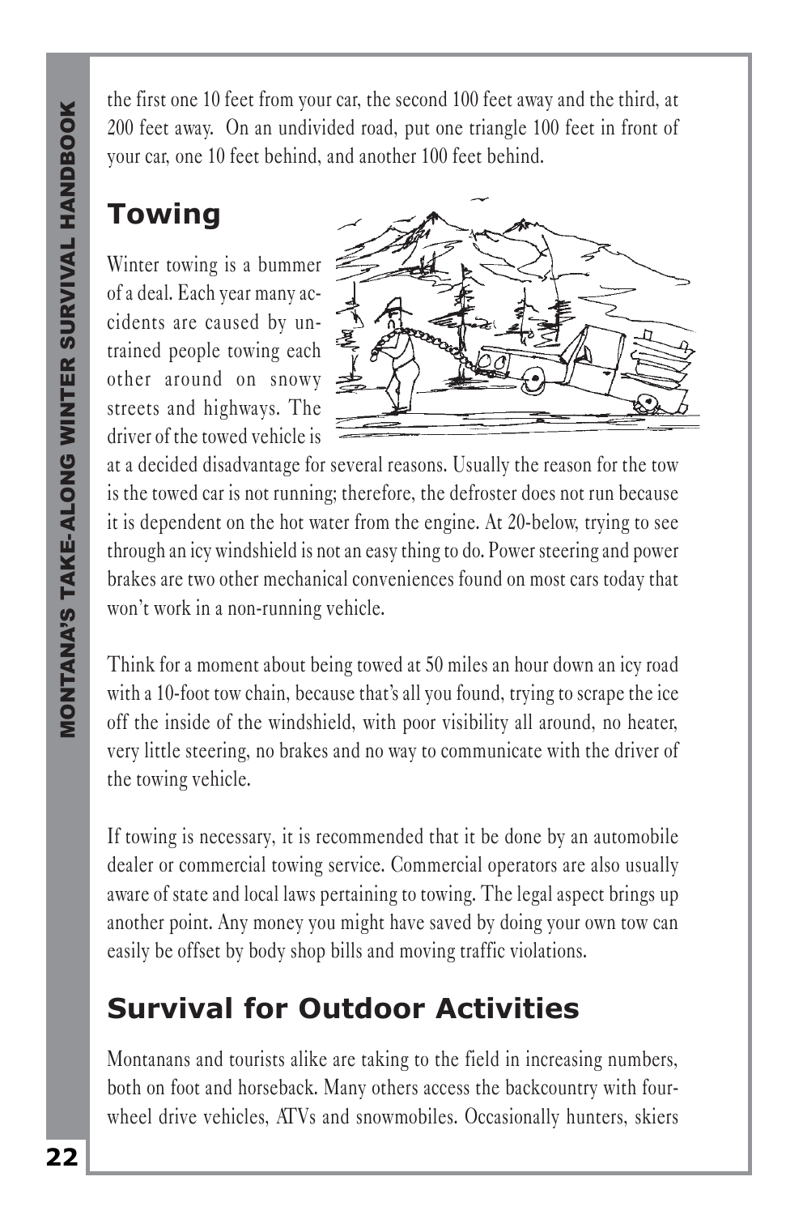the first one 10 feet from your car, the second 100 feet away and the third, at 200 feet away. On an undivided road, put one triangle 100 feet in front of your car, one 10 feet behind, and another 100 feet behind.

## Towing

Winter towing is a bummer of a deal. Each year many accidents are caused by untrained people towing each other around on snowy streets and highways. The driver of the towed vehicle is at a decided disadvantage for several reasons. Usually the reason for the tow is the towed car is not running; therefore, the defroster does not run because it is dependent on the hot water from the engine. At 20-below, trying to see through an icy windshield is not an easy thing to do. Power steering and power brakes are two other mechanical conveniences found on most cars today that won't work in a non-running vehicle.

Think for a moment about being towed at 50 miles an hour down an icy road with a 10-foot tow chain, because that's all you found, trying to scrape the ice off the inside of the windshield, with poor visibility all around, no heater, very little steering, no brakes and no way to communicate with the driver of the towing vehicle.

If towing is necessary, it is recommended that it be done by an automobile dealer or commercial towing service. Commercial operators are also usually aware of state and local laws pertaining to towing. The legal aspect brings up another point. Any money you might have saved by doing your own tow can easily be offset by body shop bills and moving traffic violations.

## Survival for Outdoor Activities

Montanans and tourists alike are taking to the field in increasing numbers, both on foot and horseback. Many others access the backcountry with four-wheel drive vehicles, ATVs and snowmobiles. Occasionally hunters, skiers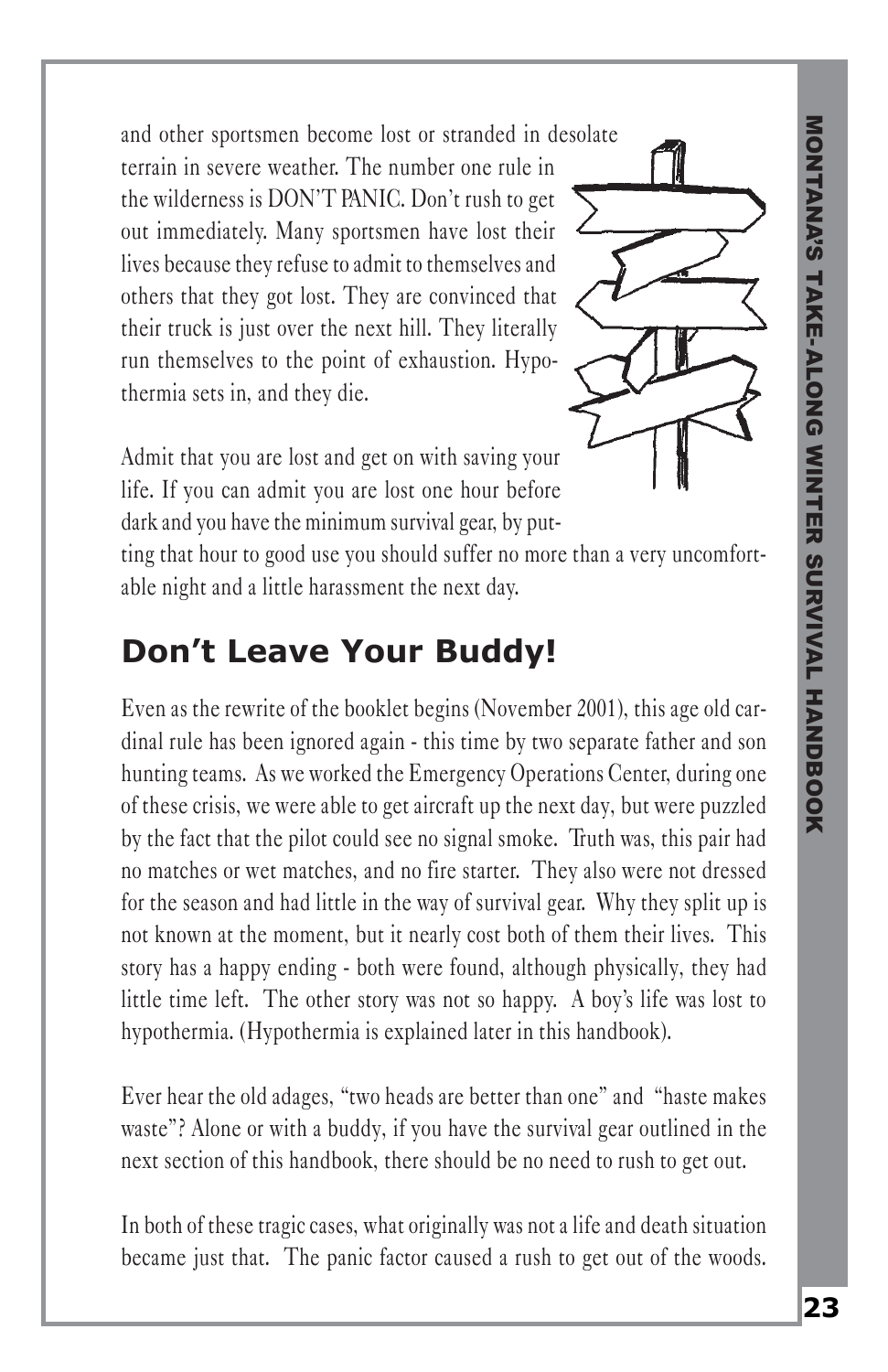and other sportsmen become lost or stranded in desolate terrain in severe weather. The number one rule in the wilderness is DON'T PANIC. Don't rush to get out immediately. Many sportsmen have lost their lives because they refuse to admit to themselves and others that they got lost. They are convinced that their truck is just over the next hill. They literally run themselves to the point of exhaustion. Hypothermia sets in, and they die.

Admit that you are lost and get on with saving your life. If you can admit you are lost one hour before dark and you have the minimum survival gear, by putting that hour to good use you should suffer no more than a very uncomfortable night and a little harassment the next day.

## Don't Leave Your Buddy!

Even as the rewrite of the booklet begins (November 2001), this age old cardinal rule has been ignored again - this time by two separate father and son hunting teams. As we worked the Emergency Operations Center, during one of these crisis, we were able to get aircraft up the next day, but were puzzled by the fact that the pilot could see no signal smoke. Truth was, this pair had no matches or wet matches, and no fire starter. They also were not dressed for the season and had little in the way of survival gear. Why they split up is not known at the moment, but it nearly cost both of them their lives. This story has a happy ending - both were found, although physically, they had little time left. The other story was not so happy. A boy's life was lost to hypothermia. (Hypothermia is explained later in this handbook).

Ever hear the old adages, "two heads are better than one" and "haste makes waste"? Alone or with a buddy, if you have the survival gear outlined in the next section of this handbook, there should be no need to rush to get out.

In both of these tragic cases, what originally was not a life and death situation became just that. The panic factor caused a rush to get out of the woods.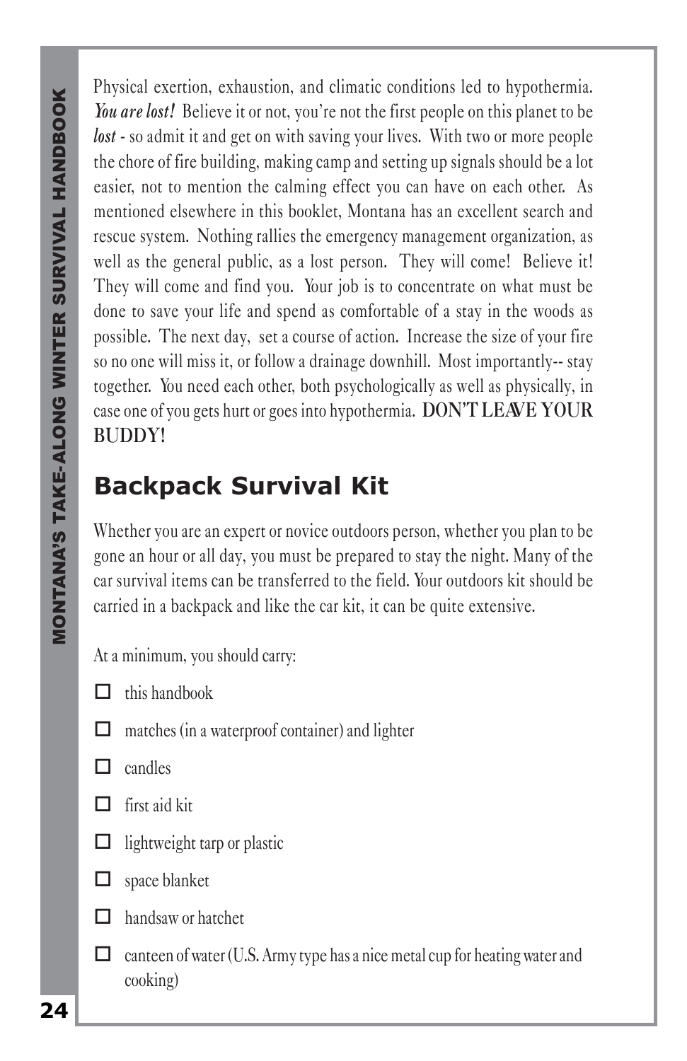Physical exertion, exhaustion, and climatic conditions led to hypothermia. *You are lost!* Believe it or not, you're not the first people on this planet to be *lost* - so admit it and get on with saving your lives. With two or more people the chore of fire building, making camp and setting up signals should be a lot easier, not to mention the calming effect you can have on each other. As mentioned elsewhere in this booklet, Montana has an excellent search and rescue system. Nothing rallies the emergency management organization, as well as the general public, as a lost person. They will come! Believe it! They will come and find you. Your job is to concentrate on what must be done to save your life and spend as comfortable of a stay in the woods as possible. The next day, set a course of action. Increase the size of your fire so no one will miss it, or follow a drainage downhill. Most importantly-- stay together. You need each other, both psychologically as well as physically, in case one of you gets hurt or goes into hypothermia. DON'T LEAVE YOUR BUDDY!

## Backpack Survival Kit

Whether you are an expert or novice outdoors person, whether you plan to be gone an hour or all day, you must be prepared to stay the night. Many of the car survival items can be transferred to the field. Your outdoors kit should be carried in a backpack and like the car kit, it can be quite extensive.

At a minimum, you should carry:

- ☐ this handbook
- ☐ matches (in a waterproof container) and lighter
- ☐ candles
- ☐ first aid kit
- ☐ lightweight tarp or plastic
- ☐ space blanket
- ☐ handsaw or hatchet
- ☐ canteen of water (U.S. Army type has a nice metal cup for heating water and cooking)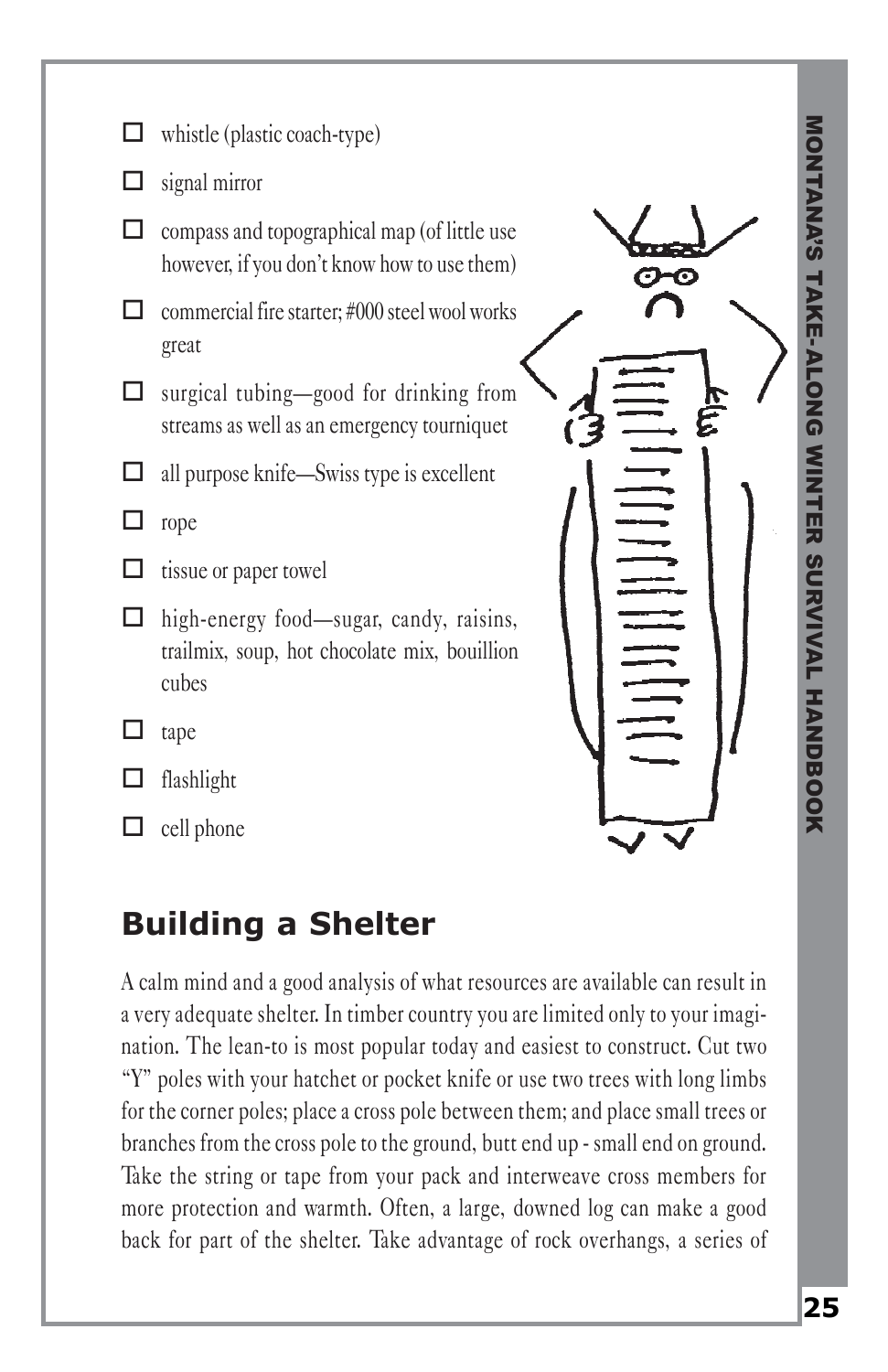- ☐ whistle (plastic coach-type)
- ☐ signal mirror
- ☐ compass and topographical map (of little use however, if you don't know how to use them)
- ☐ commercial fire starter; #000 steel wool works great
- ☐ surgical tubing—good for drinking from streams as well as an emergency tourniquet
- ☐ all purpose knife—Swiss type is excellent
- ☐ rope
- ☐ tissue or paper towel
- ☐ high-energy food—sugar, candy, raisins, trailmix, soup, hot chocolate mix, bouillion cubes
- ☐ tape
- ☐ flashlight
- ☐ cell phone

## Building a Shelter

A calm mind and a good analysis of what resources are available can result in a very adequate shelter. In timber country you are limited only to your imagination. The lean-to is most popular today and easiest to construct. Cut two "Y" poles with your hatchet or pocket knife or use two trees with long limbs for the corner poles; place a cross pole between them; and place small trees or branches from the cross pole to the ground, butt end up - small end on ground. Take the string or tape from your pack and interweave cross members for more protection and warmth. Often, a large, downed log can make a good back for part of the shelter. Take advantage of rock overhangs, a series of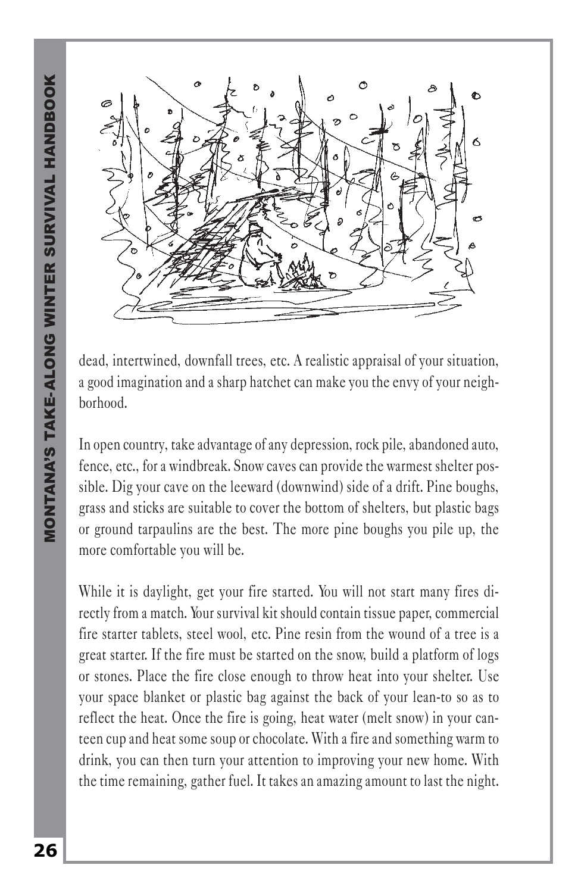dead, intertwined, downfall trees, etc. A realistic appraisal of your situation, a good imagination and a sharp hatchet can make you the envy of your neighborhood.

In open country, take advantage of any depression, rock pile, abandoned auto, fence, etc., for a windbreak. Snow caves can provide the warmest shelter possible. Dig your cave on the leeward (downwind) side of a drift. Pine boughs, grass and sticks are suitable to cover the bottom of shelters, but plastic bags or ground tarpaulins are the best. The more pine boughs you pile up, the more comfortable you will be.

While it is daylight, get your fire started. You will not start many fires directly from a match. Your survival kit should contain tissue paper, commercial fire starter tablets, steel wool, etc. Pine resin from the wound of a tree is a great starter. If the fire must be started on the snow, build a platform of logs or stones. Place the fire close enough to throw heat into your shelter. Use your space blanket or plastic bag against the back of your lean-to so as to reflect the heat. Once the fire is going, heat water (melt snow) in your canteen cup and heat some soup or chocolate. With a fire and something warm to drink, you can then turn your attention to improving your new home. With the time remaining, gather fuel. It takes an amazing amount to last the night.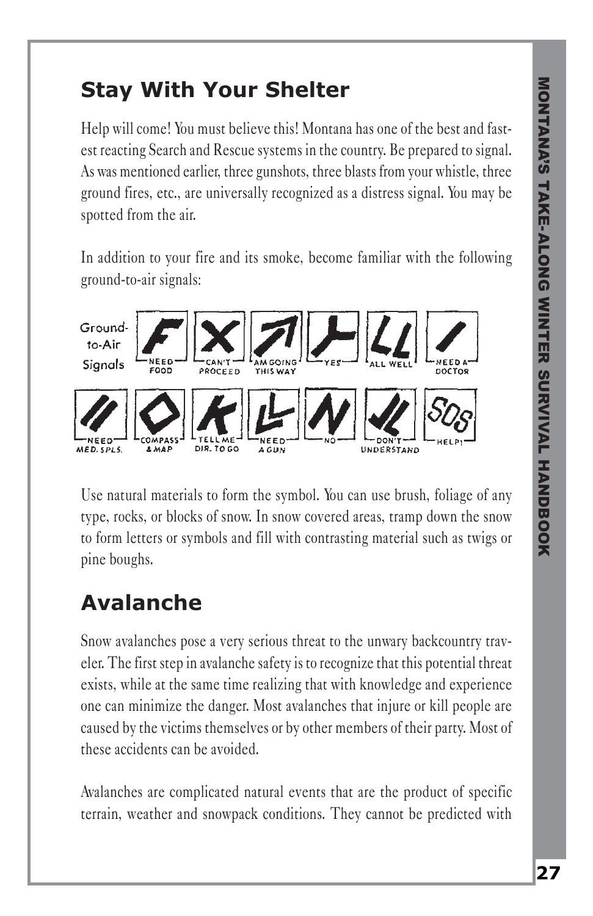## Stay With Your Shelter

Help will come! You must believe this! Montana has one of the best and fastest reacting Search and Rescue systems in the country. Be prepared to signal. As was mentioned earlier, three gunshots, three blasts from your whistle, three ground fires, etc., are universally recognized as a distress signal. You may be spotted from the air.

In addition to your fire and its smoke, become familiar with the following ground-to-air signals:

Ground-to-Air Signals

- F – NEED FOOD
- X – CAN'T PROCEED
- ↗ – AM GOING THIS WAY
- Y – YES
- LL – ALL WELL
- / – NEED A DOCTOR
- // – NEED MED. SPLS.
- ◇ – COMPASS & MAP
- K – TELL ME DIR. TO GO
- L – NEED A GUN
- N – NO
- JL – DON'T UNDERSTAND
- SOS – HELP!

Use natural materials to form the symbol. You can use brush, foliage of any type, rocks, or blocks of snow. In snow covered areas, tramp down the snow to form letters or symbols and fill with contrasting material such as twigs or pine boughs.

## Avalanche

Snow avalanches pose a very serious threat to the unwary backcountry traveler. The first step in avalanche safety is to recognize that this potential threat exists, while at the same time realizing that with knowledge and experience one can minimize the danger. Most avalanches that injure or kill people are caused by the victims themselves or by other members of their party. Most of these accidents can be avoided.

Avalanches are complicated natural events that are the product of specific terrain, weather and snowpack conditions. They cannot be predicted with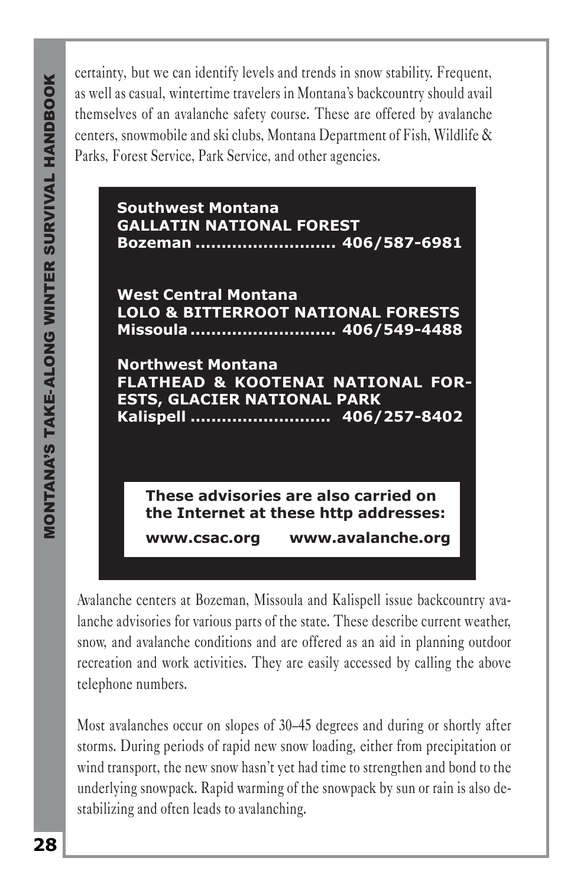certainty, but we can identify levels and trends in snow stability. Frequent, as well as casual, wintertime travelers in Montana's backcountry should avail themselves of an avalanche safety course. These are offered by avalanche centers, snowmobile and ski clubs, Montana Department of Fish, Wildlife & Parks, Forest Service, Park Service, and other agencies.

**Southwest Montana**
**GALLATIN NATIONAL FOREST**
**Bozeman .......................... 406/587-6981**

**West Central Montana**
**LOLO & BITTERROOT NATIONAL FORESTS**
**Missoula ........................... 406/549-4488**

**Northwest Montana**
**FLATHEAD & KOOTENAI NATIONAL FORESTS, GLACIER NATIONAL PARK**
**Kalispell .......................... 406/257-8402**

**These advisories are also carried on the Internet at these http addresses:**

**www.csac.org     www.avalanche.org**

Avalanche centers at Bozeman, Missoula and Kalispell issue backcountry avalanche advisories for various parts of the state. These describe current weather, snow, and avalanche conditions and are offered as an aid in planning outdoor recreation and work activities. They are easily accessed by calling the above telephone numbers.

Most avalanches occur on slopes of 30–45 degrees and during or shortly after storms. During periods of rapid new snow loading, either from precipitation or wind transport, the new snow hasn't yet had time to strengthen and bond to the underlying snowpack. Rapid warming of the snowpack by sun or rain is also destabilizing and often leads to avalanching.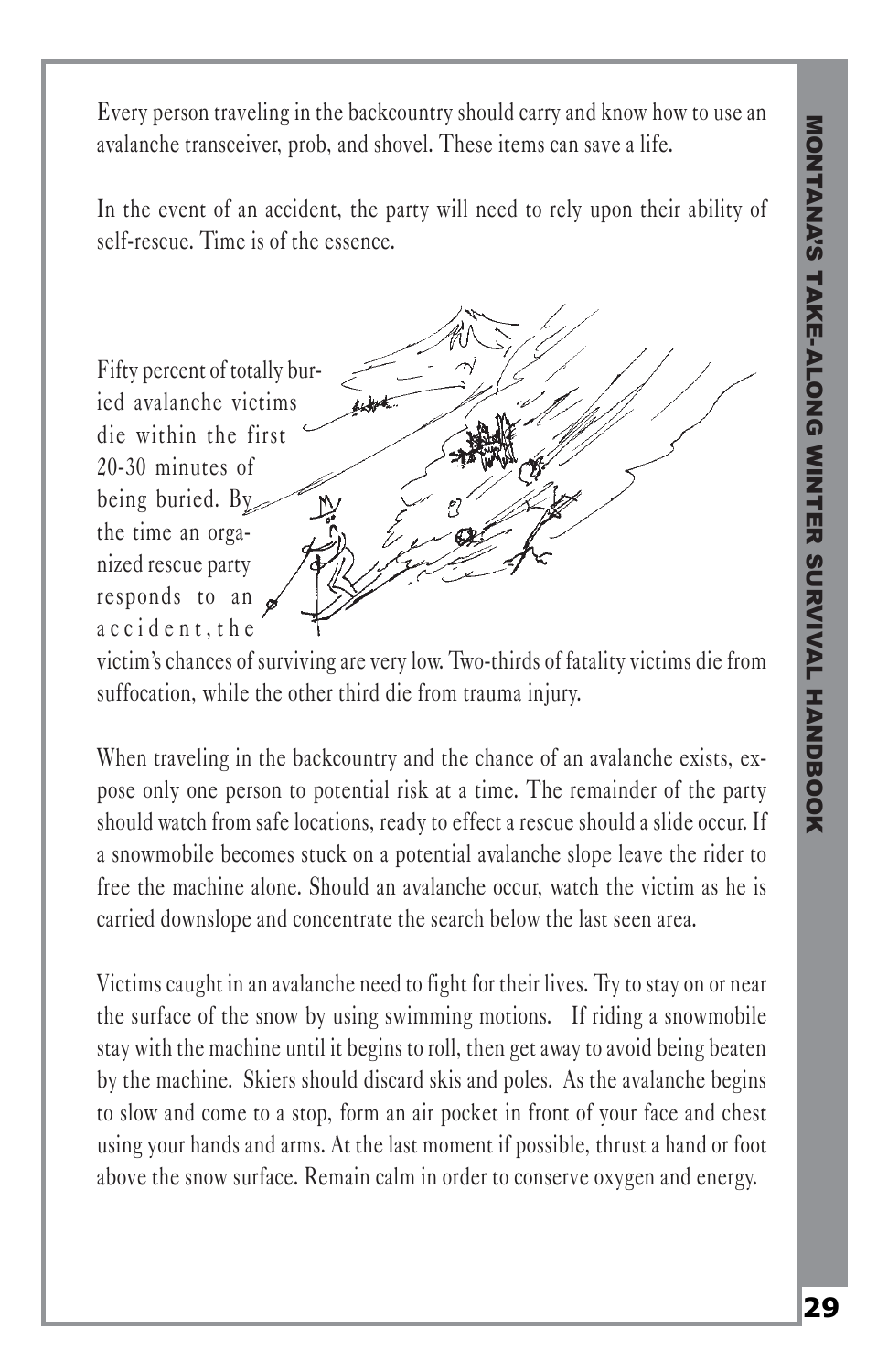Every person traveling in the backcountry should carry and know how to use an avalanche transceiver, prob, and shovel. These items can save a life.

In the event of an accident, the party will need to rely upon their ability of self-rescue. Time is of the essence.

Fifty percent of totally buried avalanche victims die within the first 20-30 minutes of being buried. By the time an organized rescue party responds to an accident, the victim's chances of surviving are very low. Two-thirds of fatality victims die from suffocation, while the other third die from trauma injury.

When traveling in the backcountry and the chance of an avalanche exists, expose only one person to potential risk at a time. The remainder of the party should watch from safe locations, ready to effect a rescue should a slide occur. If a snowmobile becomes stuck on a potential avalanche slope leave the rider to free the machine alone. Should an avalanche occur, watch the victim as he is carried downslope and concentrate the search below the last seen area.

Victims caught in an avalanche need to fight for their lives. Try to stay on or near the surface of the snow by using swimming motions. If riding a snowmobile stay with the machine until it begins to roll, then get away to avoid being beaten by the machine. Skiers should discard skis and poles. As the avalanche begins to slow and come to a stop, form an air pocket in front of your face and chest using your hands and arms. At the last moment if possible, thrust a hand or foot above the snow surface. Remain calm in order to conserve oxygen and energy.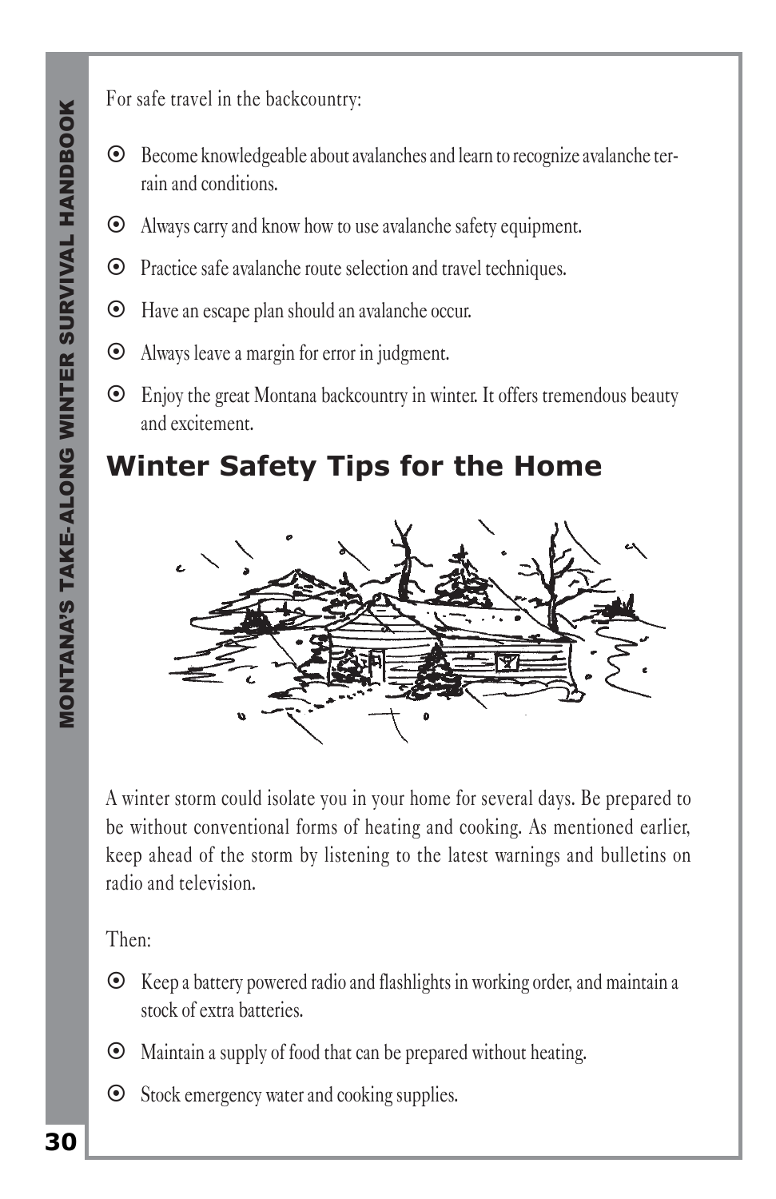For safe travel in the backcountry:

- Become knowledgeable about avalanches and learn to recognize avalanche terrain and conditions.
- Always carry and know how to use avalanche safety equipment.
- Practice safe avalanche route selection and travel techniques.
- Have an escape plan should an avalanche occur.
- Always leave a margin for error in judgment.
- Enjoy the great Montana backcountry in winter. It offers tremendous beauty and excitement.

## Winter Safety Tips for the Home

A winter storm could isolate you in your home for several days. Be prepared to be without conventional forms of heating and cooking. As mentioned earlier, keep ahead of the storm by listening to the latest warnings and bulletins on radio and television.

Then:

- Keep a battery powered radio and flashlights in working order, and maintain a stock of extra batteries.
- Maintain a supply of food that can be prepared without heating.
- Stock emergency water and cooking supplies.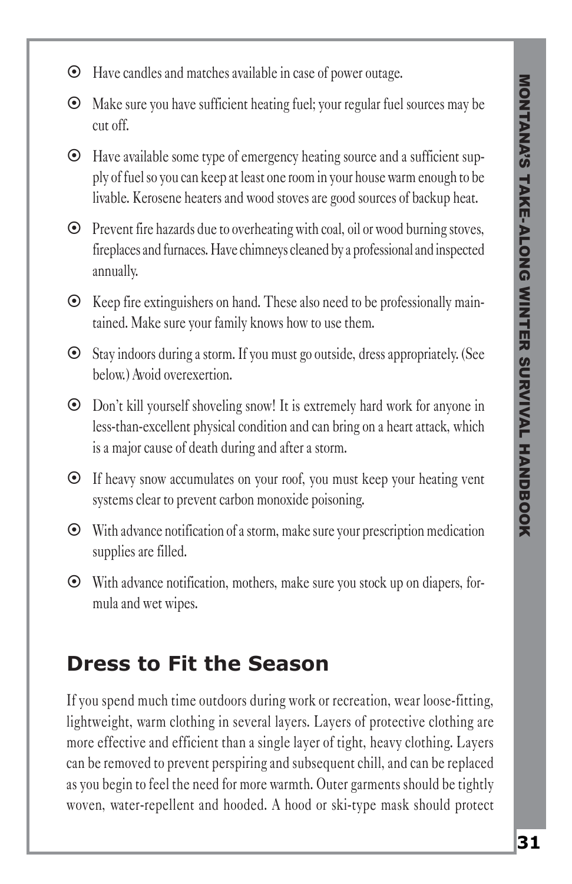- Have candles and matches available in case of power outage.
- Make sure you have sufficient heating fuel; your regular fuel sources may be cut off.
- Have available some type of emergency heating source and a sufficient supply of fuel so you can keep at least one room in your house warm enough to be livable. Kerosene heaters and wood stoves are good sources of backup heat.
- Prevent fire hazards due to overheating with coal, oil or wood burning stoves, fireplaces and furnaces. Have chimneys cleaned by a professional and inspected annually.
- Keep fire extinguishers on hand. These also need to be professionally maintained. Make sure your family knows how to use them.
- Stay indoors during a storm. If you must go outside, dress appropriately. (See below.) Avoid overexertion.
- Don't kill yourself shoveling snow! It is extremely hard work for anyone in less-than-excellent physical condition and can bring on a heart attack, which is a major cause of death during and after a storm.
- If heavy snow accumulates on your roof, you must keep your heating vent systems clear to prevent carbon monoxide poisoning.
- With advance notification of a storm, make sure your prescription medication supplies are filled.
- With advance notification, mothers, make sure you stock up on diapers, formula and wet wipes.

## Dress to Fit the Season

If you spend much time outdoors during work or recreation, wear loose-fitting, lightweight, warm clothing in several layers. Layers of protective clothing are more effective and efficient than a single layer of tight, heavy clothing. Layers can be removed to prevent perspiring and subsequent chill, and can be replaced as you begin to feel the need for more warmth. Outer garments should be tightly woven, water-repellent and hooded. A hood or ski-type mask should protect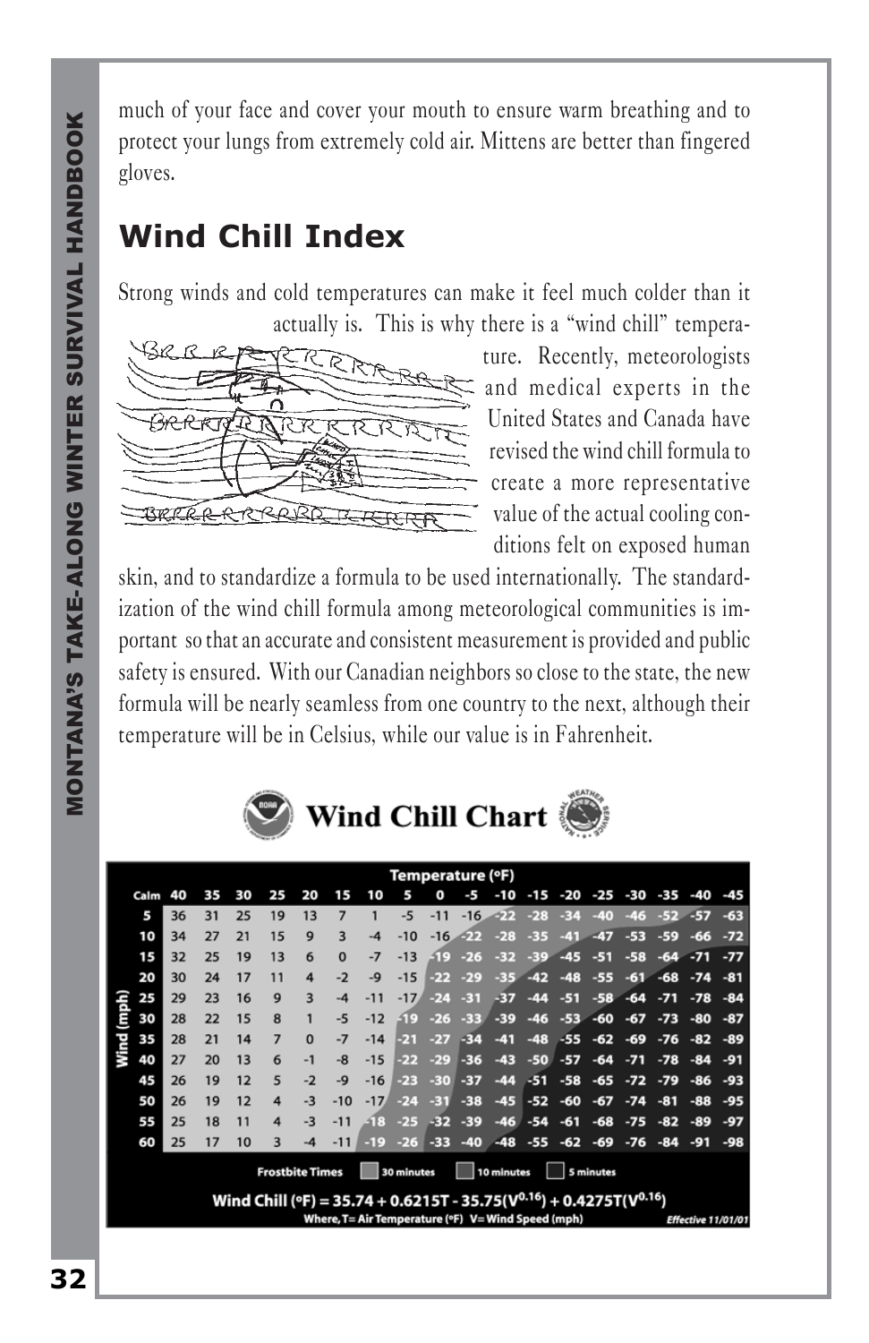much of your face and cover your mouth to ensure warm breathing and to protect your lungs from extremely cold air. Mittens are better than fingered gloves.

## Wind Chill Index

Strong winds and cold temperatures can make it feel much colder than it actually is. This is why there is a "wind chill" temperature. Recently, meteorologists and medical experts in the United States and Canada have revised the wind chill formula to create a more representative value of the actual cooling conditions felt on exposed human skin, and to standardize a formula to be used internationally. The standardization of the wind chill formula among meteorological communities is important so that an accurate and consistent measurement is provided and public safety is ensured. With our Canadian neighbors so close to the state, the new formula will be nearly seamless from one country to the next, although their temperature will be in Celsius, while our value is in Fahrenheit.

### Wind Chill Chart

| Wind (mph) | Temperature (°F) | | | | | | | | | | | | | | | | | |
|---|---|---|---|---|---|---|---|---|---|---|---|---|---|---|---|---|---|---|
| Calm | 40 | 35 | 30 | 25 | 20 | 15 | 10 | 5 | 0 | -5 | -10 | -15 | -20 | -25 | -30 | -35 | -40 | -45 |
| 5 | 36 | 31 | 25 | 19 | 13 | 7 | 1 | -5 | -11 | -16 | -22 | -28 | -34 | -40 | -46 | -52 | -57 | -63 |
| 10 | 34 | 27 | 21 | 15 | 9 | 3 | -4 | -10 | -16 | -22 | -28 | -35 | -41 | -47 | -53 | -59 | -66 | -72 |
| 15 | 32 | 25 | 19 | 13 | 6 | 0 | -7 | -13 | -19 | -26 | -32 | -39 | -45 | -51 | -58 | -64 | -71 | -77 |
| 20 | 30 | 24 | 17 | 11 | 4 | -2 | -9 | -15 | -22 | -29 | -35 | -42 | -48 | -55 | -61 | -68 | -74 | -81 |
| 25 | 29 | 23 | 16 | 9 | 3 | -4 | -11 | -17 | -24 | -31 | -37 | -44 | -51 | -58 | -64 | -71 | -78 | -84 |
| 30 | 28 | 22 | 15 | 8 | 1 | -5 | -12 | -19 | -26 | -33 | -39 | -46 | -53 | -60 | -67 | -73 | -80 | -87 |
| 35 | 28 | 21 | 14 | 7 | 0 | -7 | -14 | -21 | -27 | -34 | -41 | -48 | -55 | -62 | -69 | -76 | -82 | -89 |
| 40 | 27 | 20 | 13 | 6 | -1 | -8 | -15 | -22 | -29 | -36 | -43 | -50 | -57 | -64 | -71 | -78 | -84 | -91 |
| 45 | 26 | 19 | 12 | 5 | -2 | -9 | -16 | -23 | -30 | -37 | -44 | -51 | -58 | -65 | -72 | -79 | -86 | -93 |
| 50 | 26 | 19 | 12 | 4 | -3 | -10 | -17 | -24 | -31 | -38 | -45 | -52 | -60 | -67 | -74 | -81 | -88 | -95 |
| 55 | 25 | 18 | 11 | 4 | -3 | -11 | -18 | -25 | -32 | -39 | -46 | -54 | -61 | -68 | -75 | -82 | -89 | -97 |
| 60 | 25 | 17 | 10 | 3 | -4 | -11 | -19 | -26 | -33 | -40 | -48 | -55 | -62 | -69 | -76 | -84 | -91 | -98 |

Frostbite Times: 30 minutes, 10 minutes, 5 minutes

$$\text{Wind Chill (°F)} = 35.74 + 0.6215T - 35.75(V^{0.16}) + 0.4275T(V^{0.16})$$

Where, T = Air Temperature (°F) V = Wind Speed (mph)

*Effective 11/01/01*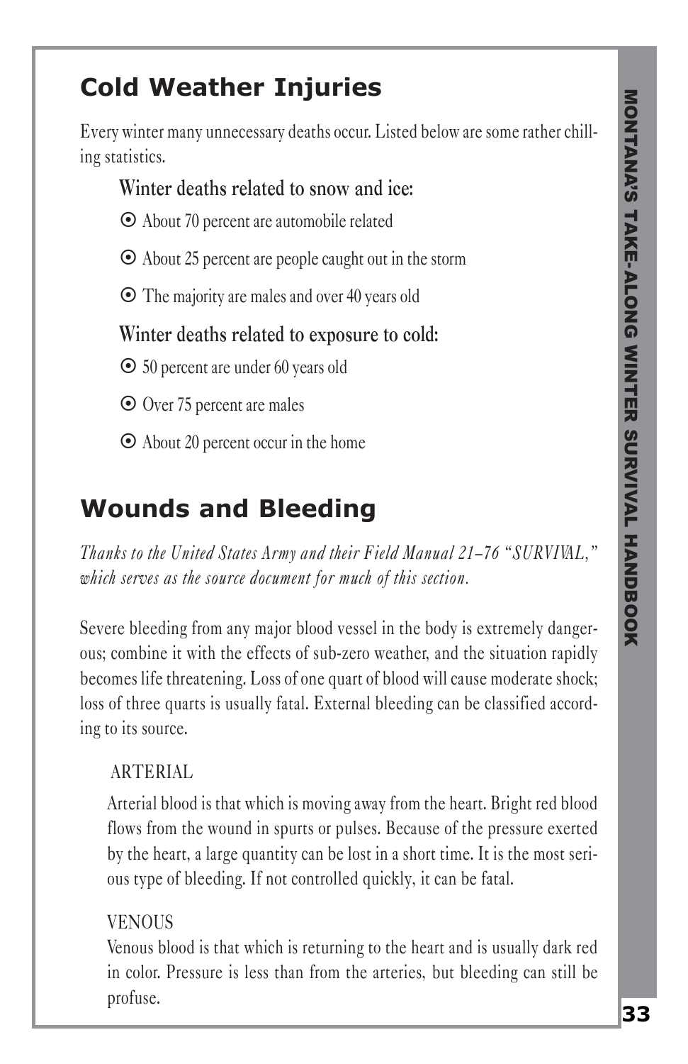## Cold Weather Injuries

Every winter many unnecessary deaths occur. Listed below are some rather chilling statistics.

### Winter deaths related to snow and ice:

- About 70 percent are automobile related
- About 25 percent are people caught out in the storm
- The majority are males and over 40 years old

### Winter deaths related to exposure to cold:

- 50 percent are under 60 years old
- Over 75 percent are males
- About 20 percent occur in the home

## Wounds and Bleeding

*Thanks to the United States Army and their Field Manual 21–76 "SURVIVAL," which serves as the source document for much of this section.*

Severe bleeding from any major blood vessel in the body is extremely dangerous; combine it with the effects of sub-zero weather, and the situation rapidly becomes life threatening. Loss of one quart of blood will cause moderate shock; loss of three quarts is usually fatal. External bleeding can be classified according to its source.

ARTERIAL

Arterial blood is that which is moving away from the heart. Bright red blood flows from the wound in spurts or pulses. Because of the pressure exerted by the heart, a large quantity can be lost in a short time. It is the most serious type of bleeding. If not controlled quickly, it can be fatal.

VENOUS

Venous blood is that which is returning to the heart and is usually dark red in color. Pressure is less than from the arteries, but bleeding can still be profuse.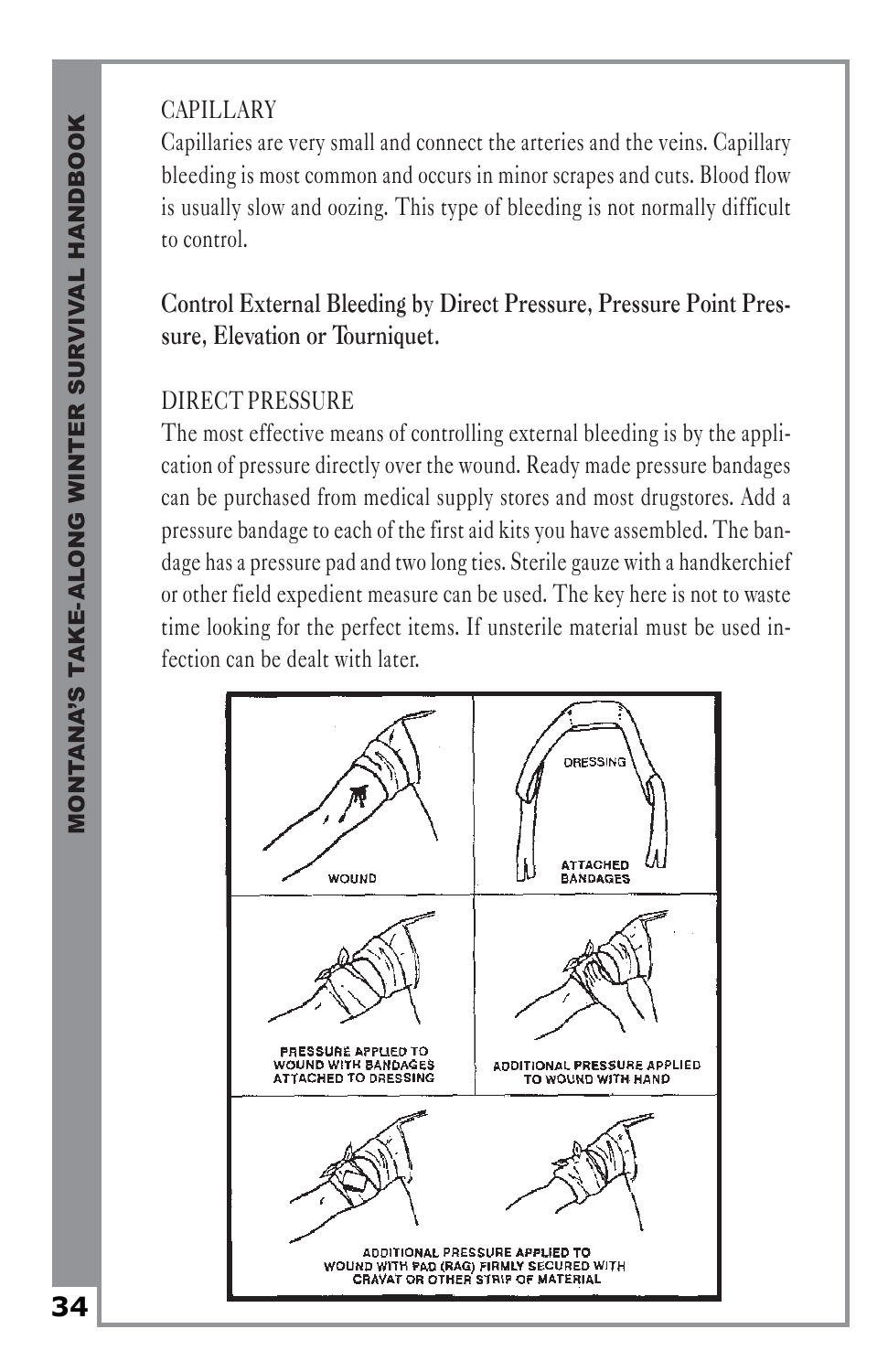CAPILLARY

Capillaries are very small and connect the arteries and the veins. Capillary bleeding is most common and occurs in minor scrapes and cuts. Blood flow is usually slow and oozing. This type of bleeding is not normally difficult to control.

**Control External Bleeding by Direct Pressure, Pressure Point Pressure, Elevation or Tourniquet.**

DIRECT PRESSURE

The most effective means of controlling external bleeding is by the application of pressure directly over the wound. Ready made pressure bandages can be purchased from medical supply stores and most drugstores. Add a pressure bandage to each of the first aid kits you have assembled. The bandage has a pressure pad and two long ties. Sterile gauze with a handkerchief or other field expedient measure can be used. The key here is not to waste time looking for the perfect items. If unsterile material must be used infection can be dealt with later.

WOUND

DRESSING

ATTACHED BANDAGES

PRESSURE APPLIED TO WOUND WITH BANDAGES ATTACHED TO DRESSING

ADDITIONAL PRESSURE APPLIED TO WOUND WITH HAND

ADDITIONAL PRESSURE APPLIED TO WOUND WITH PAD (RAG) FIRMLY SECURED WITH CRAVAT OR OTHER STRIP OF MATERIAL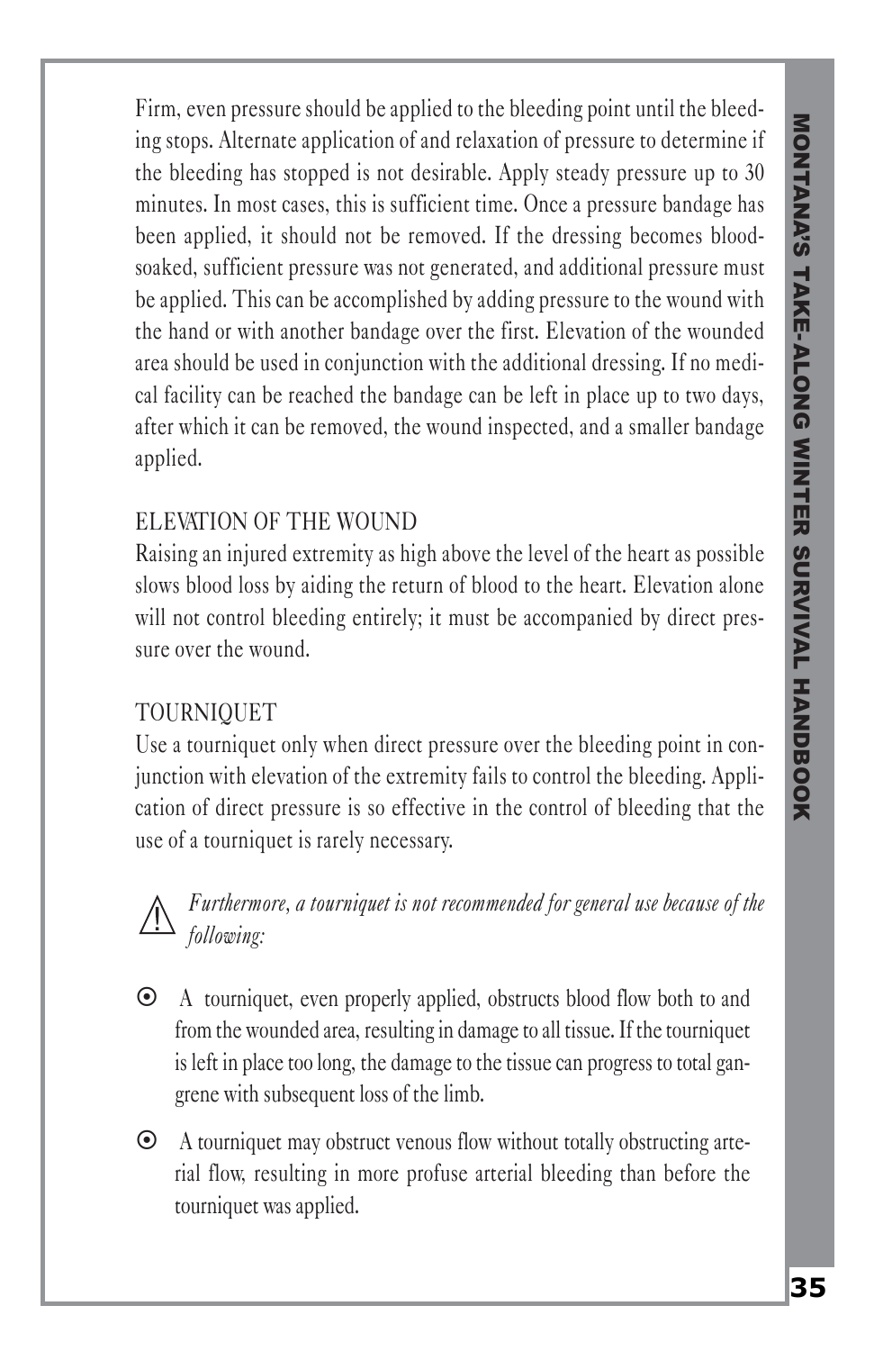Firm, even pressure should be applied to the bleeding point until the bleeding stops. Alternate application of and relaxation of pressure to determine if the bleeding has stopped is not desirable. Apply steady pressure up to 30 minutes. In most cases, this is sufficient time. Once a pressure bandage has been applied, it should not be removed. If the dressing becomes blood-soaked, sufficient pressure was not generated, and additional pressure must be applied. This can be accomplished by adding pressure to the wound with the hand or with another bandage over the first. Elevation of the wounded area should be used in conjunction with the additional dressing. If no medical facility can be reached the bandage can be left in place up to two days, after which it can be removed, the wound inspected, and a smaller bandage applied.

### ELEVATION OF THE WOUND

Raising an injured extremity as high above the level of the heart as possible slows blood loss by aiding the return of blood to the heart. Elevation alone will not control bleeding entirely; it must be accompanied by direct pressure over the wound.

### TOURNIQUET

Use a tourniquet only when direct pressure over the bleeding point in conjunction with elevation of the extremity fails to control the bleeding. Application of direct pressure is so effective in the control of bleeding that the use of a tourniquet is rarely necessary.

⚠ *Furthermore, a tourniquet is not recommended for general use because of the following:*

- A tourniquet, even properly applied, obstructs blood flow both to and from the wounded area, resulting in damage to all tissue. If the tourniquet is left in place too long, the damage to the tissue can progress to total gangrene with subsequent loss of the limb.
- A tourniquet may obstruct venous flow without totally obstructing arterial flow, resulting in more profuse arterial bleeding than before the tourniquet was applied.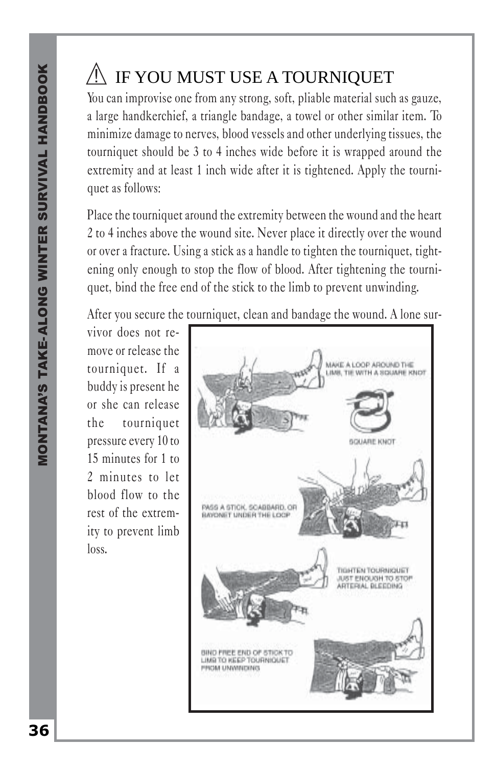## ⚠ IF YOU MUST USE A TOURNIQUET

You can improvise one from any strong, soft, pliable material such as gauze, a large handkerchief, a triangle bandage, a towel or other similar item. To minimize damage to nerves, blood vessels and other underlying tissues, the tourniquet should be 3 to 4 inches wide before it is wrapped around the extremity and at least 1 inch wide after it is tightened. Apply the tourniquet as follows:

Place the tourniquet around the extremity between the wound and the heart 2 to 4 inches above the wound site. Never place it directly over the wound or over a fracture. Using a stick as a handle to tighten the tourniquet, tightening only enough to stop the flow of blood. After tightening the tourniquet, bind the free end of the stick to the limb to prevent unwinding.

After you secure the tourniquet, clean and bandage the wound. A lone survivor does not remove or release the tourniquet. If a buddy is present he or she can release the tourniquet pressure every 10 to 15 minutes for 1 to 2 minutes to let blood flow to the rest of the extremity to prevent limb loss.

MAKE A LOOP AROUND THE LIMB, TIE WITH A SQUARE KNOT

SQUARE KNOT

PASS A STICK, SCABBARD, OR BAYONET UNDER THE LOOP

TIGHTEN TOURNIQUET JUST ENOUGH TO STOP ARTERIAL BLEEDING

BIND FREE END OF STICK TO LIMB TO KEEP TOURNIQUET FROM UNWINDING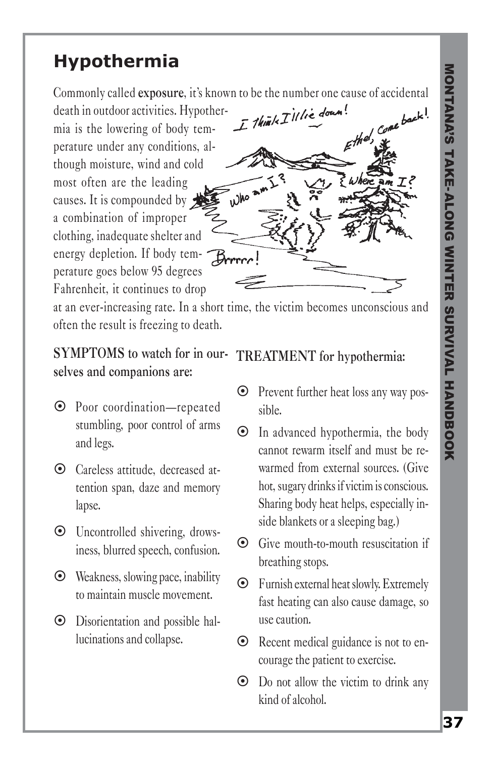# Hypothermia

Commonly called **exposure**, it's known to be the number one cause of accidental death in outdoor activities. Hypothermia is the lowering of body temperature under any conditions, although moisture, wind and cold most often are the leading causes. It is compounded by a combination of improper clothing, inadequate shelter and energy depletion. If body temperature goes below 95 degrees Fahrenheit, it continues to drop at an ever-increasing rate. In a short time, the victim becomes unconscious and often the result is freezing to death.

**SYMPTOMS** to watch for in ourselves and companions are:

- Poor coordination—repeated stumbling, poor control of arms and legs.
- Careless attitude, decreased attention span, daze and memory lapse.
- Uncontrolled shivering, drowsiness, blurred speech, confusion.
- Weakness, slowing pace, inability to maintain muscle movement.
- Disorientation and possible hallucinations and collapse.

**TREATMENT** for hypothermia:

- Prevent further heat loss any way possible.
- In advanced hypothermia, the body cannot rewarm itself and must be rewarmed from external sources. (Give hot, sugary drinks if victim is conscious. Sharing body heat helps, especially inside blankets or a sleeping bag.)
- Give mouth-to-mouth resuscitation if breathing stops.
- Furnish external heat slowly. Extremely fast heating can also cause damage, so use caution.
- Recent medical guidance is not to encourage the patient to exercise.
- Do not allow the victim to drink any kind of alcohol.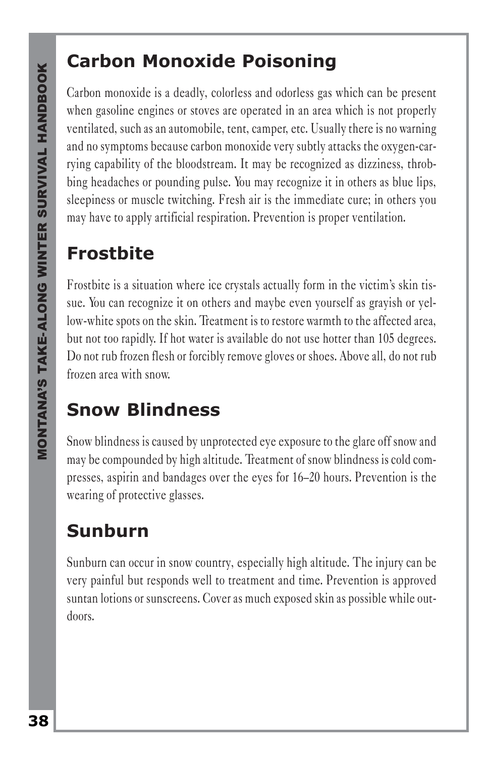## Carbon Monoxide Poisoning

Carbon monoxide is a deadly, colorless and odorless gas which can be present when gasoline engines or stoves are operated in an area which is not properly ventilated, such as an automobile, tent, camper, etc. Usually there is no warning and no symptoms because carbon monoxide very subtly attacks the oxygen-carrying capability of the bloodstream. It may be recognized as dizziness, throbbing headaches or pounding pulse. You may recognize it in others as blue lips, sleepiness or muscle twitching. Fresh air is the immediate cure; in others you may have to apply artificial respiration. Prevention is proper ventilation.

## Frostbite

Frostbite is a situation where ice crystals actually form in the victim's skin tissue. You can recognize it on others and maybe even yourself as grayish or yellow-white spots on the skin. Treatment is to restore warmth to the affected area, but not too rapidly. If hot water is available do not use hotter than 105 degrees. Do not rub frozen flesh or forcibly remove gloves or shoes. Above all, do not rub frozen area with snow.

## Snow Blindness

Snow blindness is caused by unprotected eye exposure to the glare off snow and may be compounded by high altitude. Treatment of snow blindness is cold compresses, aspirin and bandages over the eyes for 16–20 hours. Prevention is the wearing of protective glasses.

## Sunburn

Sunburn can occur in snow country, especially high altitude. The injury can be very painful but responds well to treatment and time. Prevention is approved suntan lotions or sunscreens. Cover as much exposed skin as possible while outdoors.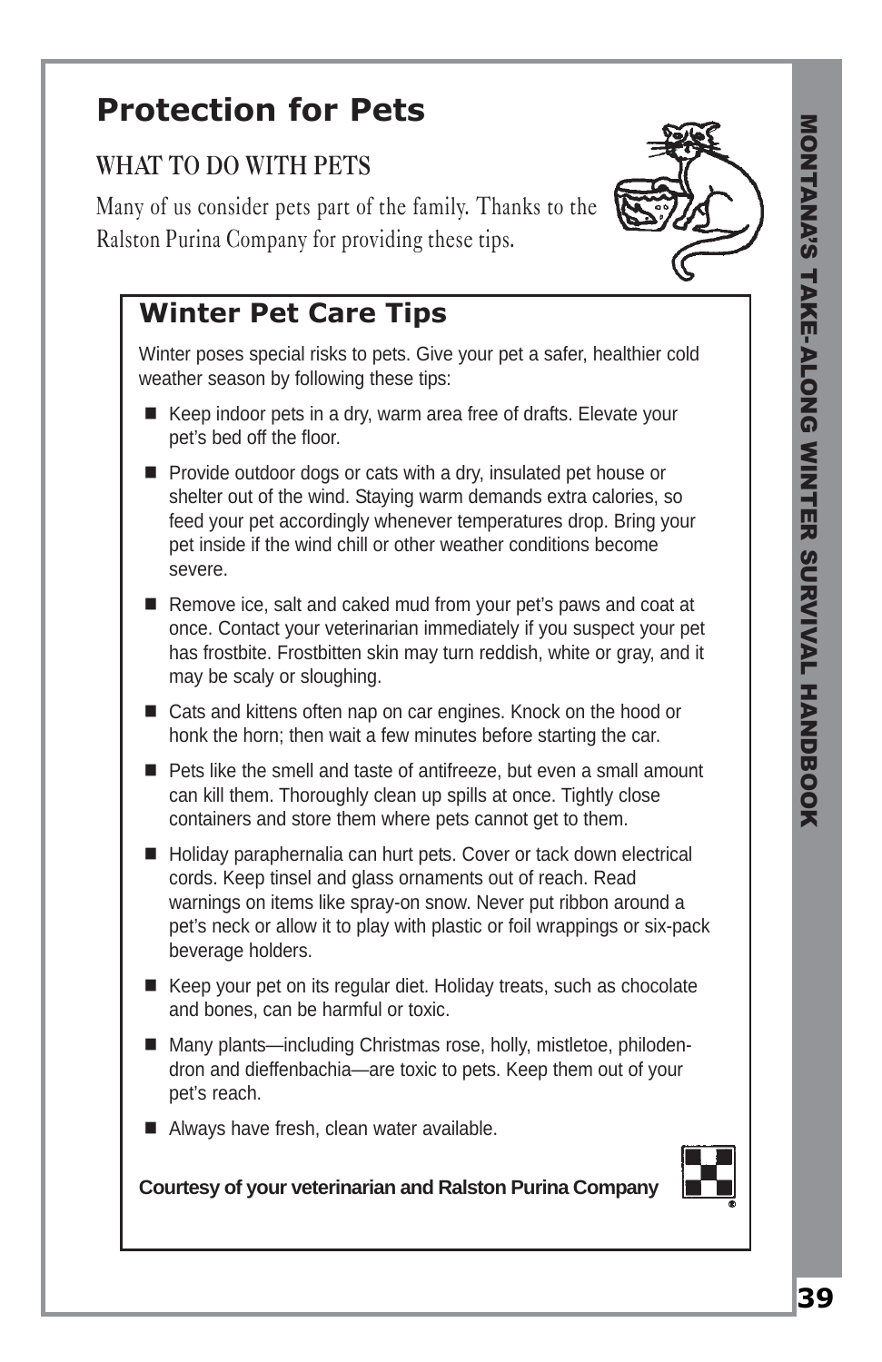# Protection for Pets

## WHAT TO DO WITH PETS

Many of us consider pets part of the family. Thanks to the Ralston Purina Company for providing these tips.

### Winter Pet Care Tips

Winter poses special risks to pets. Give your pet a safer, healthier cold weather season by following these tips:

- Keep indoor pets in a dry, warm area free of drafts. Elevate your pet's bed off the floor.
- Provide outdoor dogs or cats with a dry, insulated pet house or shelter out of the wind. Staying warm demands extra calories, so feed your pet accordingly whenever temperatures drop. Bring your pet inside if the wind chill or other weather conditions become severe.
- Remove ice, salt and caked mud from your pet's paws and coat at once. Contact your veterinarian immediately if you suspect your pet has frostbite. Frostbitten skin may turn reddish, white or gray, and it may be scaly or sloughing.
- Cats and kittens often nap on car engines. Knock on the hood or honk the horn; then wait a few minutes before starting the car.
- Pets like the smell and taste of antifreeze, but even a small amount can kill them. Thoroughly clean up spills at once. Tightly close containers and store them where pets cannot get to them.
- Holiday paraphernalia can hurt pets. Cover or tack down electrical cords. Keep tinsel and glass ornaments out of reach. Read warnings on items like spray-on snow. Never put ribbon around a pet's neck or allow it to play with plastic or foil wrappings or six-pack beverage holders.
- Keep your pet on its regular diet. Holiday treats, such as chocolate and bones, can be harmful or toxic.
- Many plants—including Christmas rose, holly, mistletoe, philodendron and dieffenbachia—are toxic to pets. Keep them out of your pet's reach.
- Always have fresh, clean water available.

**Courtesy of your veterinarian and Ralston Purina Company**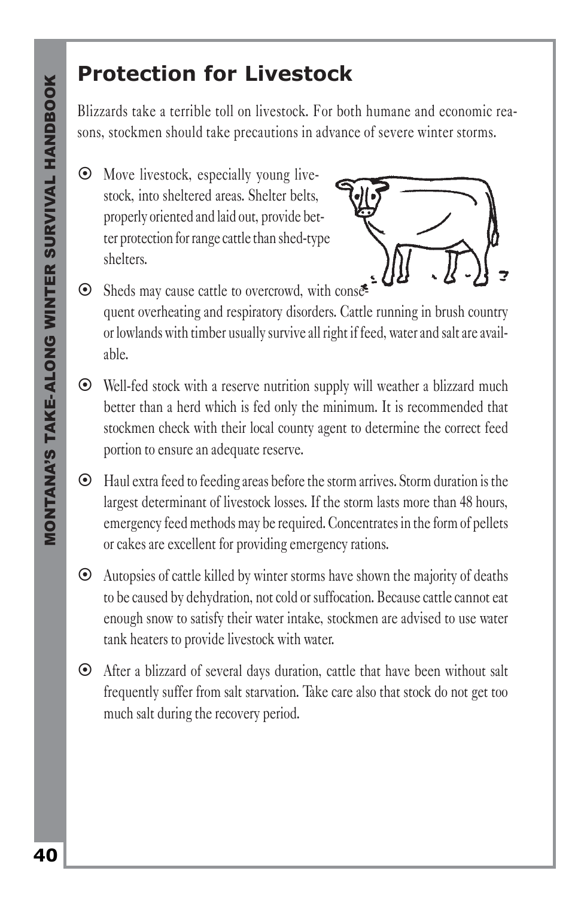## Protection for Livestock

Blizzards take a terrible toll on livestock. For both humane and economic reasons, stockmen should take precautions in advance of severe winter storms.

- Move livestock, especially young livestock, into sheltered areas. Shelter belts, properly oriented and laid out, provide better protection for range cattle than shed-type shelters.
- Sheds may cause cattle to overcrowd, with consequent overheating and respiratory disorders. Cattle running in brush country or lowlands with timber usually survive all right if feed, water and salt are available.
- Well-fed stock with a reserve nutrition supply will weather a blizzard much better than a herd which is fed only the minimum. It is recommended that stockmen check with their local county agent to determine the correct feed portion to ensure an adequate reserve.
- Haul extra feed to feeding areas before the storm arrives. Storm duration is the largest determinant of livestock losses. If the storm lasts more than 48 hours, emergency feed methods may be required. Concentrates in the form of pellets or cakes are excellent for providing emergency rations.
- Autopsies of cattle killed by winter storms have shown the majority of deaths to be caused by dehydration, not cold or suffocation. Because cattle cannot eat enough snow to satisfy their water intake, stockmen are advised to use water tank heaters to provide livestock with water.
- After a blizzard of several days duration, cattle that have been without salt frequently suffer from salt starvation. Take care also that stock do not get too much salt during the recovery period.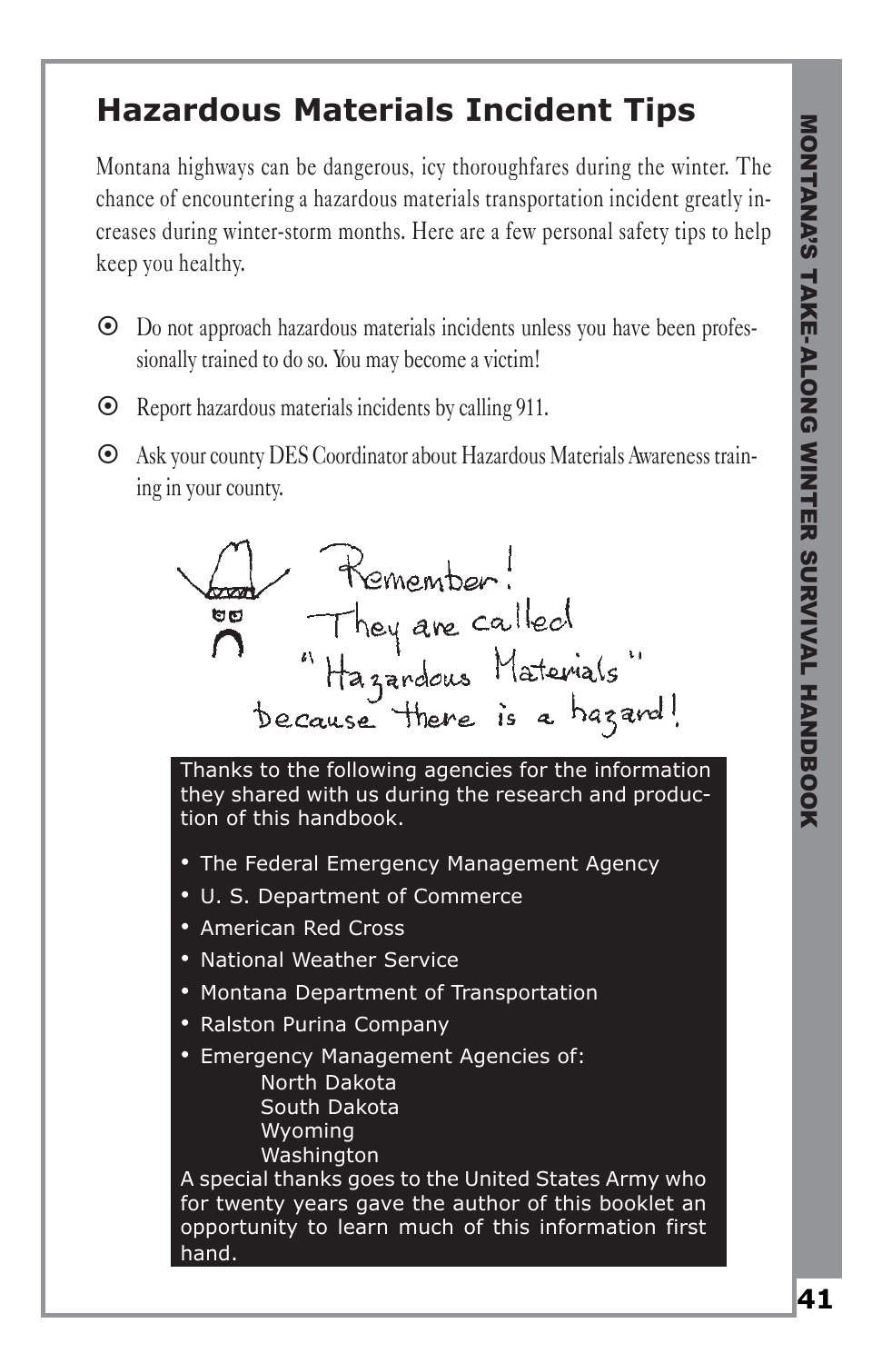## Hazardous Materials Incident Tips

Montana highways can be dangerous, icy thoroughfares during the winter. The chance of encountering a hazardous materials transportation incident greatly increases during winter-storm months. Here are a few personal safety tips to help keep you healthy.

- Do not approach hazardous materials incidents unless you have been professionally trained to do so. You may become a victim!
- Report hazardous materials incidents by calling 911.
- Ask your county DES Coordinator about Hazardous Materials Awareness training in your county.

Remember! They are called "Hazardous Materials" because there is a hazard!

Thanks to the following agencies for the information they shared with us during the research and production of this handbook.

- The Federal Emergency Management Agency
- U. S. Department of Commerce
- American Red Cross
- National Weather Service
- Montana Department of Transportation
- Ralston Purina Company
- Emergency Management Agencies of:
  - North Dakota
  - South Dakota
  - Wyoming
  - Washington

A special thanks goes to the United States Army who for twenty years gave the author of this booklet an opportunity to learn much of this information first hand.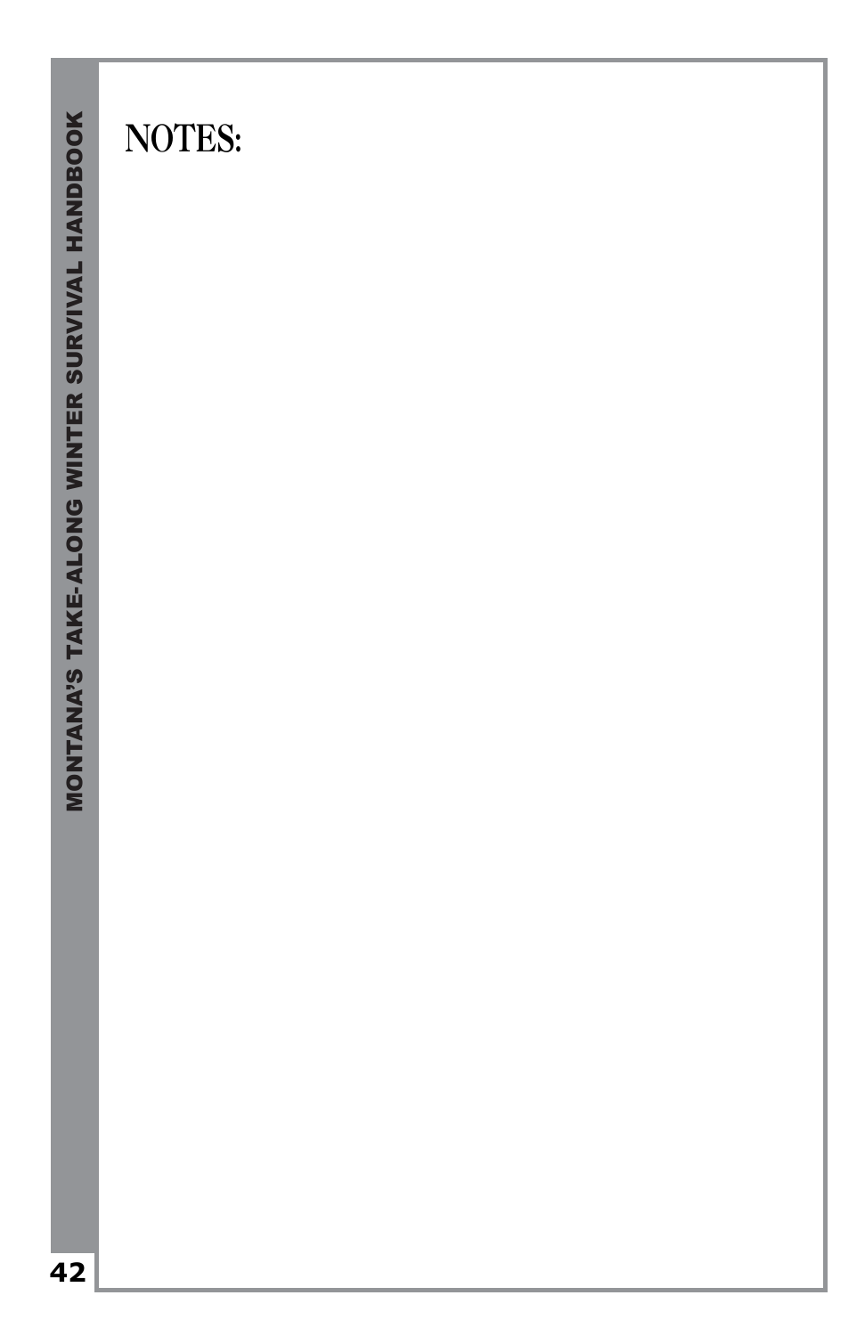# NOTES: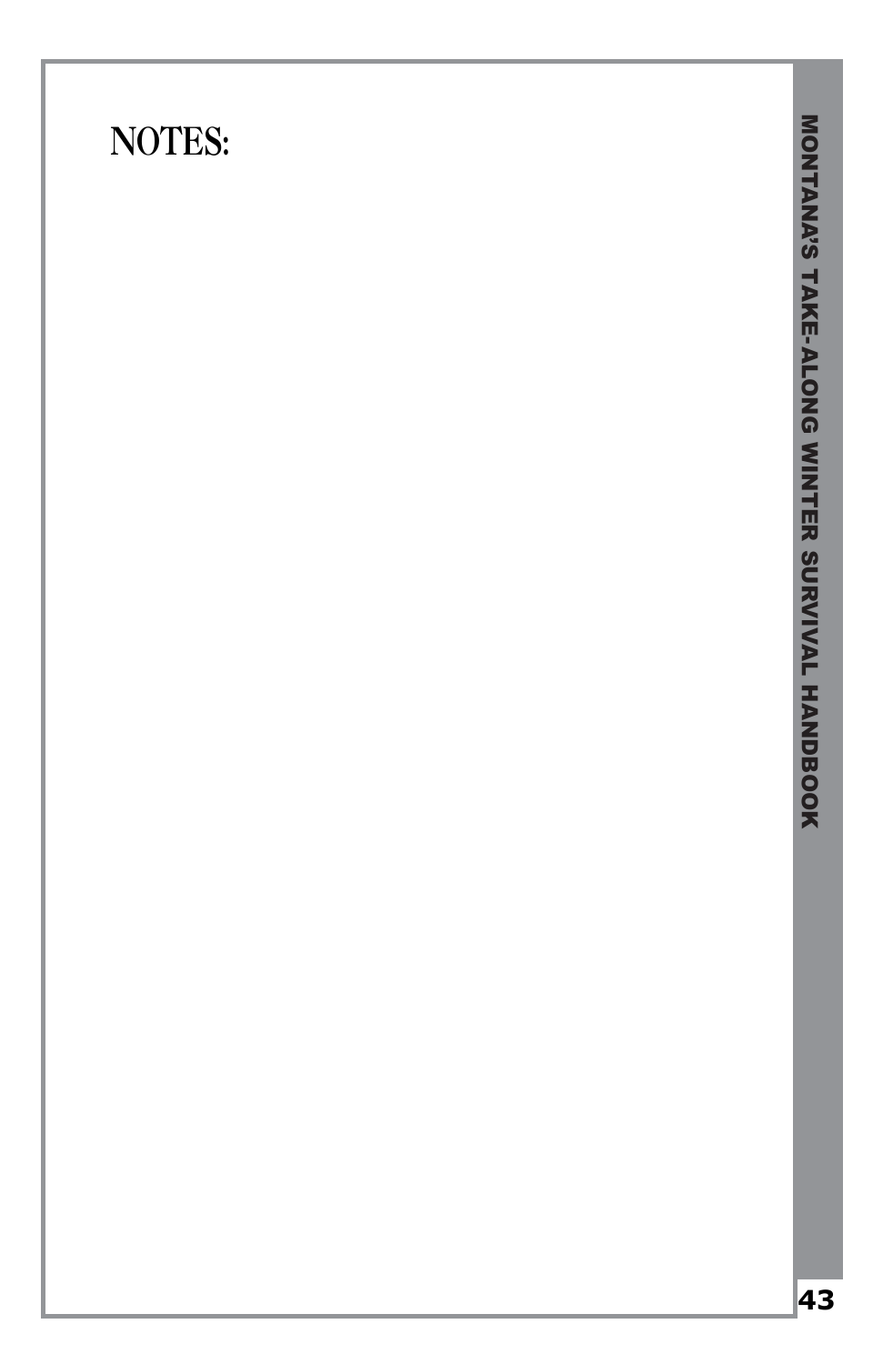# NOTES: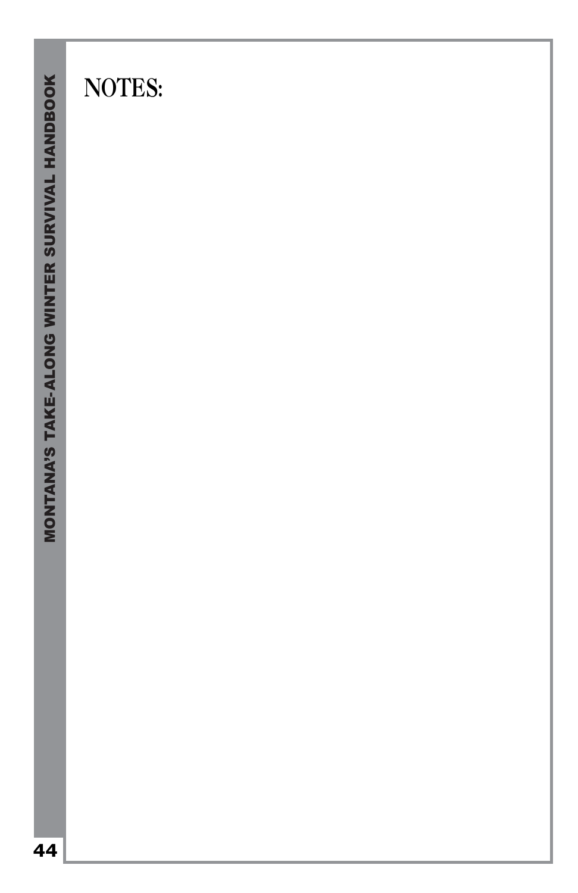# NOTES: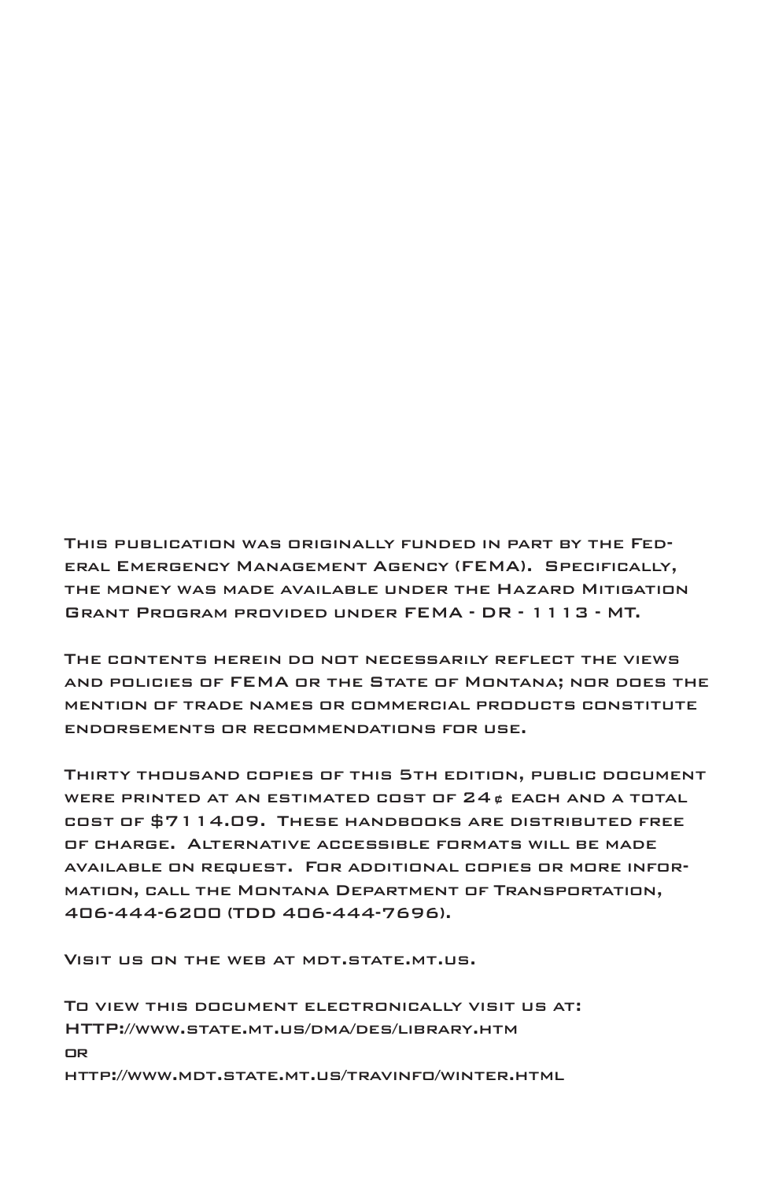This publication was originally funded in part by the Federal Emergency Management Agency (FEMA). Specifically, the money was made available under the Hazard Mitigation Grant Program provided under FEMA - DR - 1113 - MT.

The contents herein do not necessarily reflect the views and policies of FEMA or the State of Montana; nor does the mention of trade names or commercial products constitute endorsements or recommendations for use.

Thirty thousand copies of this 5th edition, public document were printed at an estimated cost of 24¢ each and a total cost of $7114.09. These handbooks are distributed free of charge. Alternative accessible formats will be made available on request. For additional copies or more information, call the Montana Department of Transportation, 406-444-6200 (TDD 406-444-7696).

Visit us on the web at mdt.state.mt.us.

To view this document electronically visit us at:
HTTP://www.state.mt.us/dma/des/library.htm
or
http://www.mdt.state.mt.us/travinfo/winter.html